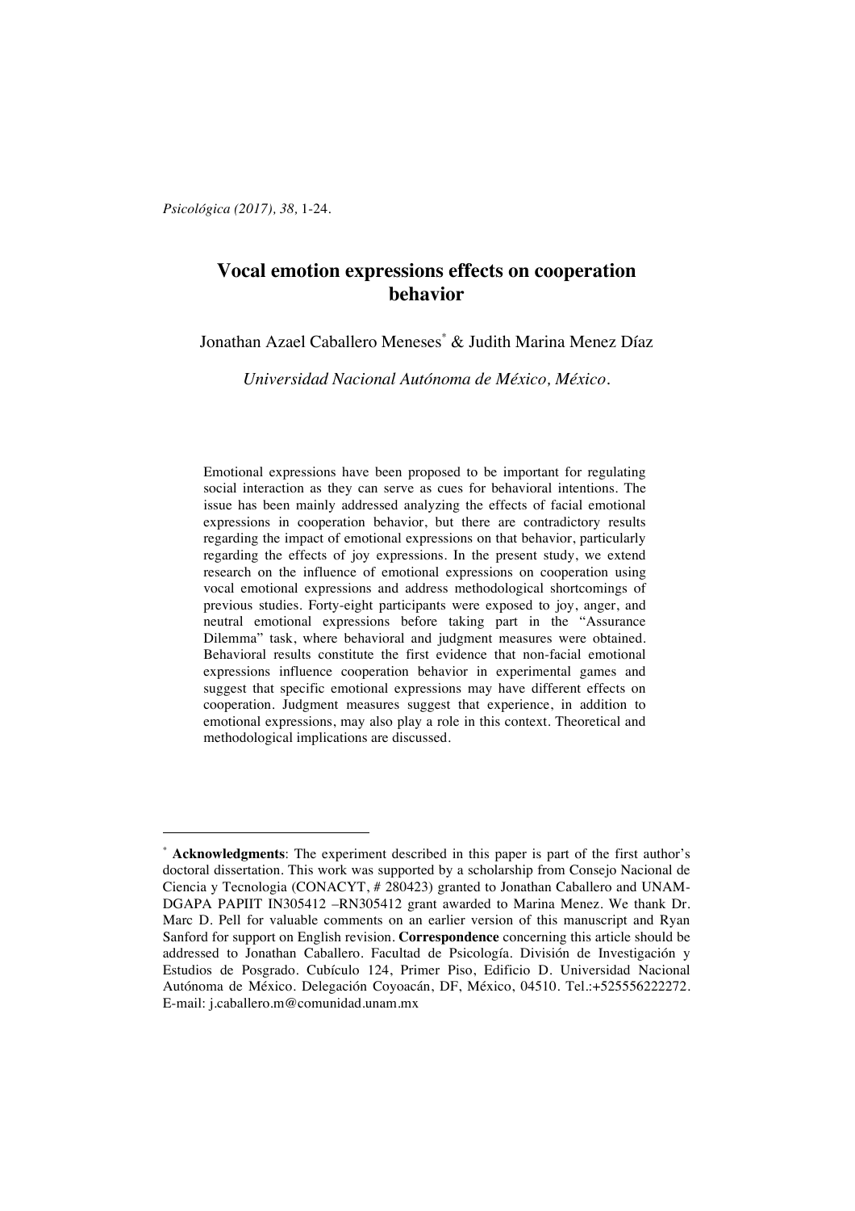# Vocal emotion expressions effects on cooperation behavior

Jonathan Azael Caballero Meneses[*] & Judith Marina Menez Díaz

*Universidad Nacional Autónoma de México, México.*

Emotional expressions have been proposed to be important for regulating social interaction as they can serve as cues for behavioral intentions. The issue has been mainly addressed analyzing the effects of facial emotional expressions in cooperation behavior, but there are contradictory results regarding the impact of emotional expressions on that behavior, particularly regarding the effects of joy expressions. In the present study, we extend research on the influence of emotional expressions on cooperation using vocal emotional expressions and address methodological shortcomings of previous studies. Forty-eight participants were exposed to joy, anger, and neutral emotional expressions before taking part in the "Assurance Dilemma" task, where behavioral and judgment measures were obtained. Behavioral results constitute the first evidence that non-facial emotional expressions influence cooperation behavior in experimental games and suggest that specific emotional expressions may have different effects on cooperation. Judgment measures suggest that experience, in addition to emotional expressions, may also play a role in this context. Theoretical and methodological implications are discussed.

---

[*] **Acknowledgments**: The experiment described in this paper is part of the first author's doctoral dissertation. This work was supported by a scholarship from Consejo Nacional de Ciencia y Tecnologia (CONACYT, # 280423) granted to Jonathan Caballero and UNAM-DGAPA PAPIIT IN305412 –RN305412 grant awarded to Marina Menez. We thank Dr. Marc D. Pell for valuable comments on an earlier version of this manuscript and Ryan Sanford for support on English revision. **Correspondence** concerning this article should be addressed to Jonathan Caballero. Facultad de Psicología. División de Investigación y Estudios de Posgrado. Cubículo 124, Primer Piso, Edificio D. Universidad Nacional Autónoma de México. Delegación Coyoacán, DF, México, 04510. Tel.:+525556222272. E-mail: j.caballero.m@comunidad.unam.mx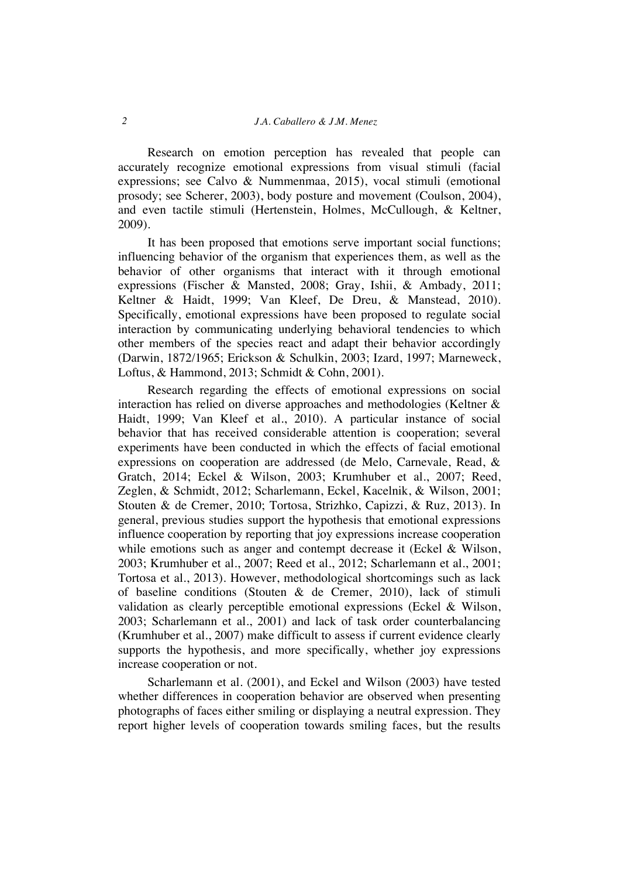Research on emotion perception has revealed that people can accurately recognize emotional expressions from visual stimuli (facial expressions; see Calvo & Nummenmaa, 2015), vocal stimuli (emotional prosody; see Scherer, 2003), body posture and movement (Coulson, 2004), and even tactile stimuli (Hertenstein, Holmes, McCullough, & Keltner, 2009).

It has been proposed that emotions serve important social functions; influencing behavior of the organism that experiences them, as well as the behavior of other organisms that interact with it through emotional expressions (Fischer & Mansted, 2008; Gray, Ishii, & Ambady, 2011; Keltner & Haidt, 1999; Van Kleef, De Dreu, & Manstead, 2010). Specifically, emotional expressions have been proposed to regulate social interaction by communicating underlying behavioral tendencies to which other members of the species react and adapt their behavior accordingly (Darwin, 1872/1965; Erickson & Schulkin, 2003; Izard, 1997; Marneweck, Loftus, & Hammond, 2013; Schmidt & Cohn, 2001).

Research regarding the effects of emotional expressions on social interaction has relied on diverse approaches and methodologies (Keltner & Haidt, 1999; Van Kleef et al., 2010). A particular instance of social behavior that has received considerable attention is cooperation; several experiments have been conducted in which the effects of facial emotional expressions on cooperation are addressed (de Melo, Carnevale, Read, & Gratch, 2014; Eckel & Wilson, 2003; Krumhuber et al., 2007; Reed, Zeglen, & Schmidt, 2012; Scharlemann, Eckel, Kacelnik, & Wilson, 2001; Stouten & de Cremer, 2010; Tortosa, Strizhko, Capizzi, & Ruz, 2013). In general, previous studies support the hypothesis that emotional expressions influence cooperation by reporting that joy expressions increase cooperation while emotions such as anger and contempt decrease it (Eckel & Wilson, 2003; Krumhuber et al., 2007; Reed et al., 2012; Scharlemann et al., 2001; Tortosa et al., 2013). However, methodological shortcomings such as lack of baseline conditions (Stouten & de Cremer, 2010), lack of stimuli validation as clearly perceptible emotional expressions (Eckel & Wilson, 2003; Scharlemann et al., 2001) and lack of task order counterbalancing (Krumhuber et al., 2007) make difficult to assess if current evidence clearly supports the hypothesis, and more specifically, whether joy expressions increase cooperation or not.

Scharlemann et al. (2001), and Eckel and Wilson (2003) have tested whether differences in cooperation behavior are observed when presenting photographs of faces either smiling or displaying a neutral expression. They report higher levels of cooperation towards smiling faces, but the results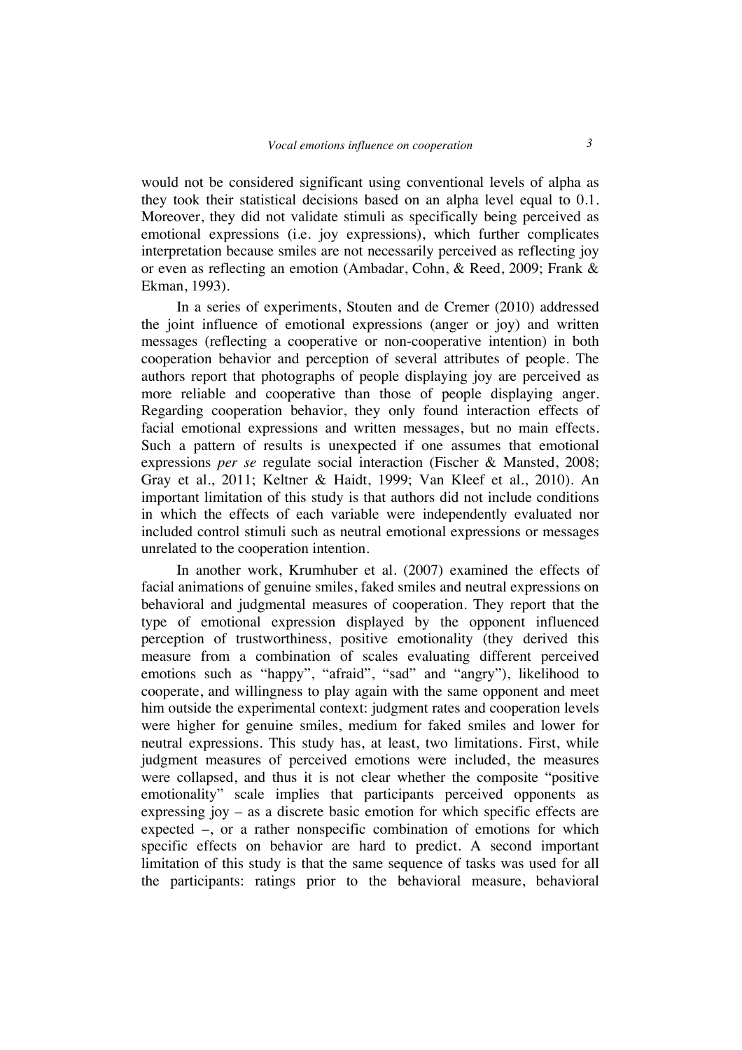would not be considered significant using conventional levels of alpha as they took their statistical decisions based on an alpha level equal to 0.1. Moreover, they did not validate stimuli as specifically being perceived as emotional expressions (i.e. joy expressions), which further complicates interpretation because smiles are not necessarily perceived as reflecting joy or even as reflecting an emotion (Ambadar, Cohn, & Reed, 2009; Frank & Ekman, 1993).

In a series of experiments, Stouten and de Cremer (2010) addressed the joint influence of emotional expressions (anger or joy) and written messages (reflecting a cooperative or non-cooperative intention) in both cooperation behavior and perception of several attributes of people. The authors report that photographs of people displaying joy are perceived as more reliable and cooperative than those of people displaying anger. Regarding cooperation behavior, they only found interaction effects of facial emotional expressions and written messages, but no main effects. Such a pattern of results is unexpected if one assumes that emotional expressions *per se* regulate social interaction (Fischer & Mansted, 2008; Gray et al., 2011; Keltner & Haidt, 1999; Van Kleef et al., 2010). An important limitation of this study is that authors did not include conditions in which the effects of each variable were independently evaluated nor included control stimuli such as neutral emotional expressions or messages unrelated to the cooperation intention.

In another work, Krumhuber et al. (2007) examined the effects of facial animations of genuine smiles, faked smiles and neutral expressions on behavioral and judgmental measures of cooperation. They report that the type of emotional expression displayed by the opponent influenced perception of trustworthiness, positive emotionality (they derived this measure from a combination of scales evaluating different perceived emotions such as "happy", "afraid", "sad" and "angry"), likelihood to cooperate, and willingness to play again with the same opponent and meet him outside the experimental context: judgment rates and cooperation levels were higher for genuine smiles, medium for faked smiles and lower for neutral expressions. This study has, at least, two limitations. First, while judgment measures of perceived emotions were included, the measures were collapsed, and thus it is not clear whether the composite "positive emotionality" scale implies that participants perceived opponents as expressing joy – as a discrete basic emotion for which specific effects are expected –, or a rather nonspecific combination of emotions for which specific effects on behavior are hard to predict. A second important limitation of this study is that the same sequence of tasks was used for all the participants: ratings prior to the behavioral measure, behavioral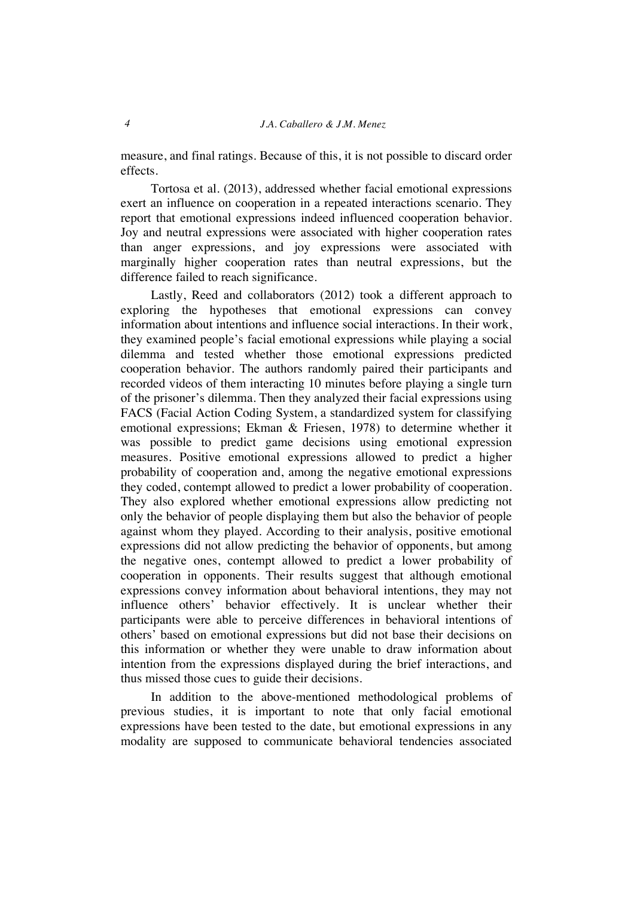measure, and final ratings. Because of this, it is not possible to discard order effects.

Tortosa et al. (2013), addressed whether facial emotional expressions exert an influence on cooperation in a repeated interactions scenario. They report that emotional expressions indeed influenced cooperation behavior. Joy and neutral expressions were associated with higher cooperation rates than anger expressions, and joy expressions were associated with marginally higher cooperation rates than neutral expressions, but the difference failed to reach significance.

Lastly, Reed and collaborators (2012) took a different approach to exploring the hypotheses that emotional expressions can convey information about intentions and influence social interactions. In their work, they examined people's facial emotional expressions while playing a social dilemma and tested whether those emotional expressions predicted cooperation behavior. The authors randomly paired their participants and recorded videos of them interacting 10 minutes before playing a single turn of the prisoner's dilemma. Then they analyzed their facial expressions using FACS (Facial Action Coding System, a standardized system for classifying emotional expressions; Ekman & Friesen, 1978) to determine whether it was possible to predict game decisions using emotional expression measures. Positive emotional expressions allowed to predict a higher probability of cooperation and, among the negative emotional expressions they coded, contempt allowed to predict a lower probability of cooperation. They also explored whether emotional expressions allow predicting not only the behavior of people displaying them but also the behavior of people against whom they played. According to their analysis, positive emotional expressions did not allow predicting the behavior of opponents, but among the negative ones, contempt allowed to predict a lower probability of cooperation in opponents. Their results suggest that although emotional expressions convey information about behavioral intentions, they may not influence others' behavior effectively. It is unclear whether their participants were able to perceive differences in behavioral intentions of others' based on emotional expressions but did not base their decisions on this information or whether they were unable to draw information about intention from the expressions displayed during the brief interactions, and thus missed those cues to guide their decisions.

In addition to the above-mentioned methodological problems of previous studies, it is important to note that only facial emotional expressions have been tested to the date, but emotional expressions in any modality are supposed to communicate behavioral tendencies associated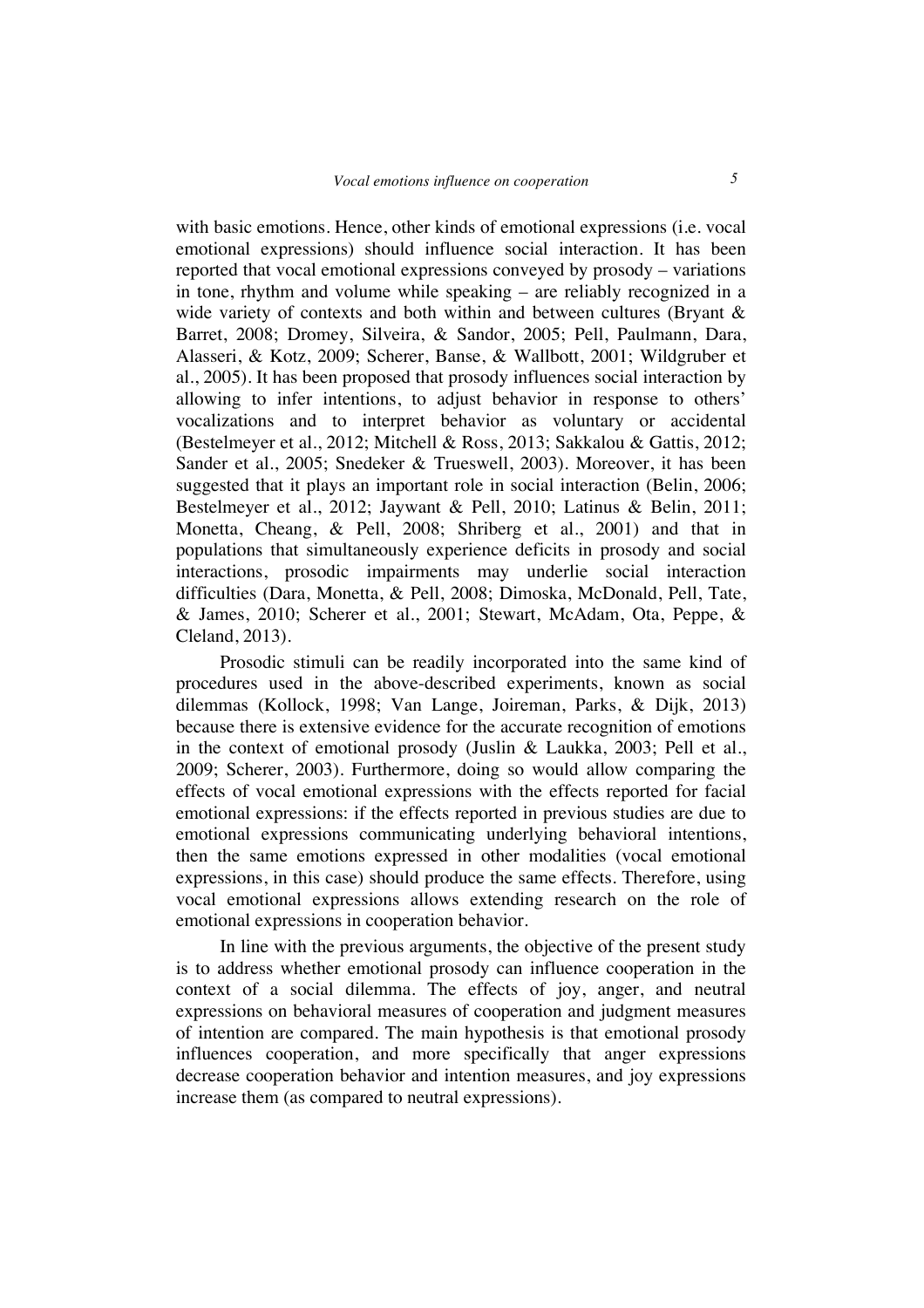with basic emotions. Hence, other kinds of emotional expressions (i.e. vocal emotional expressions) should influence social interaction. It has been reported that vocal emotional expressions conveyed by prosody – variations in tone, rhythm and volume while speaking – are reliably recognized in a wide variety of contexts and both within and between cultures (Bryant & Barret, 2008; Dromey, Silveira, & Sandor, 2005; Pell, Paulmann, Dara, Alasseri, & Kotz, 2009; Scherer, Banse, & Wallbott, 2001; Wildgruber et al., 2005). It has been proposed that prosody influences social interaction by allowing to infer intentions, to adjust behavior in response to others' vocalizations and to interpret behavior as voluntary or accidental (Bestelmeyer et al., 2012; Mitchell & Ross, 2013; Sakkalou & Gattis, 2012; Sander et al., 2005; Snedeker & Trueswell, 2003). Moreover, it has been suggested that it plays an important role in social interaction (Belin, 2006; Bestelmeyer et al., 2012; Jaywant & Pell, 2010; Latinus & Belin, 2011; Monetta, Cheang, & Pell, 2008; Shriberg et al., 2001) and that in populations that simultaneously experience deficits in prosody and social interactions, prosodic impairments may underlie social interaction difficulties (Dara, Monetta, & Pell, 2008; Dimoska, McDonald, Pell, Tate, & James, 2010; Scherer et al., 2001; Stewart, McAdam, Ota, Peppe, & Cleland, 2013).

Prosodic stimuli can be readily incorporated into the same kind of procedures used in the above-described experiments, known as social dilemmas (Kollock, 1998; Van Lange, Joireman, Parks, & Dijk, 2013) because there is extensive evidence for the accurate recognition of emotions in the context of emotional prosody (Juslin & Laukka, 2003; Pell et al., 2009; Scherer, 2003). Furthermore, doing so would allow comparing the effects of vocal emotional expressions with the effects reported for facial emotional expressions: if the effects reported in previous studies are due to emotional expressions communicating underlying behavioral intentions, then the same emotions expressed in other modalities (vocal emotional expressions, in this case) should produce the same effects. Therefore, using vocal emotional expressions allows extending research on the role of emotional expressions in cooperation behavior.

In line with the previous arguments, the objective of the present study is to address whether emotional prosody can influence cooperation in the context of a social dilemma. The effects of joy, anger, and neutral expressions on behavioral measures of cooperation and judgment measures of intention are compared. The main hypothesis is that emotional prosody influences cooperation, and more specifically that anger expressions decrease cooperation behavior and intention measures, and joy expressions increase them (as compared to neutral expressions).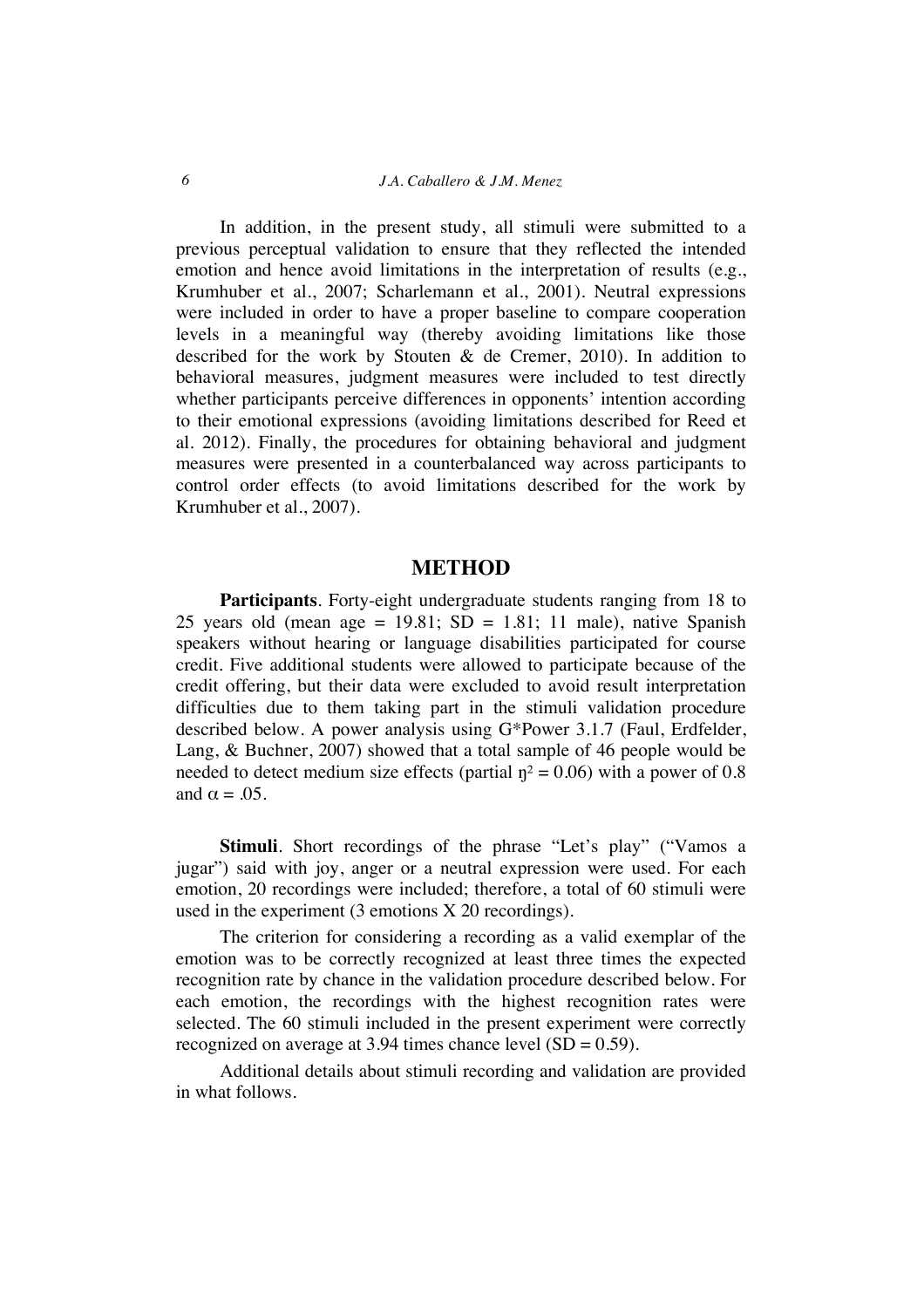In addition, in the present study, all stimuli were submitted to a previous perceptual validation to ensure that they reflected the intended emotion and hence avoid limitations in the interpretation of results (e.g., Krumhuber et al., 2007; Scharlemann et al., 2001). Neutral expressions were included in order to have a proper baseline to compare cooperation levels in a meaningful way (thereby avoiding limitations like those described for the work by Stouten & de Cremer, 2010). In addition to behavioral measures, judgment measures were included to test directly whether participants perceive differences in opponents' intention according to their emotional expressions (avoiding limitations described for Reed et al. 2012). Finally, the procedures for obtaining behavioral and judgment measures were presented in a counterbalanced way across participants to control order effects (to avoid limitations described for the work by Krumhuber et al., 2007).

## METHOD

**Participants**. Forty-eight undergraduate students ranging from 18 to 25 years old (mean age = 19.81; SD = 1.81; 11 male), native Spanish speakers without hearing or language disabilities participated for course credit. Five additional students were allowed to participate because of the credit offering, but their data were excluded to avoid result interpretation difficulties due to them taking part in the stimuli validation procedure described below. A power analysis using G*Power 3.1.7 (Faul, Erdfelder, Lang, & Buchner, 2007) showed that a total sample of 46 people would be needed to detect medium size effects (partial $\eta^2 = 0.06$) with a power of 0.8 and $\alpha = .05$.

**Stimuli**. Short recordings of the phrase "Let's play" ("Vamos a jugar") said with joy, anger or a neutral expression were used. For each emotion, 20 recordings were included; therefore, a total of 60 stimuli were used in the experiment (3 emotions X 20 recordings).

The criterion for considering a recording as a valid exemplar of the emotion was to be correctly recognized at least three times the expected recognition rate by chance in the validation procedure described below. For each emotion, the recordings with the highest recognition rates were selected. The 60 stimuli included in the present experiment were correctly recognized on average at 3.94 times chance level (SD = 0.59).

Additional details about stimuli recording and validation are provided in what follows.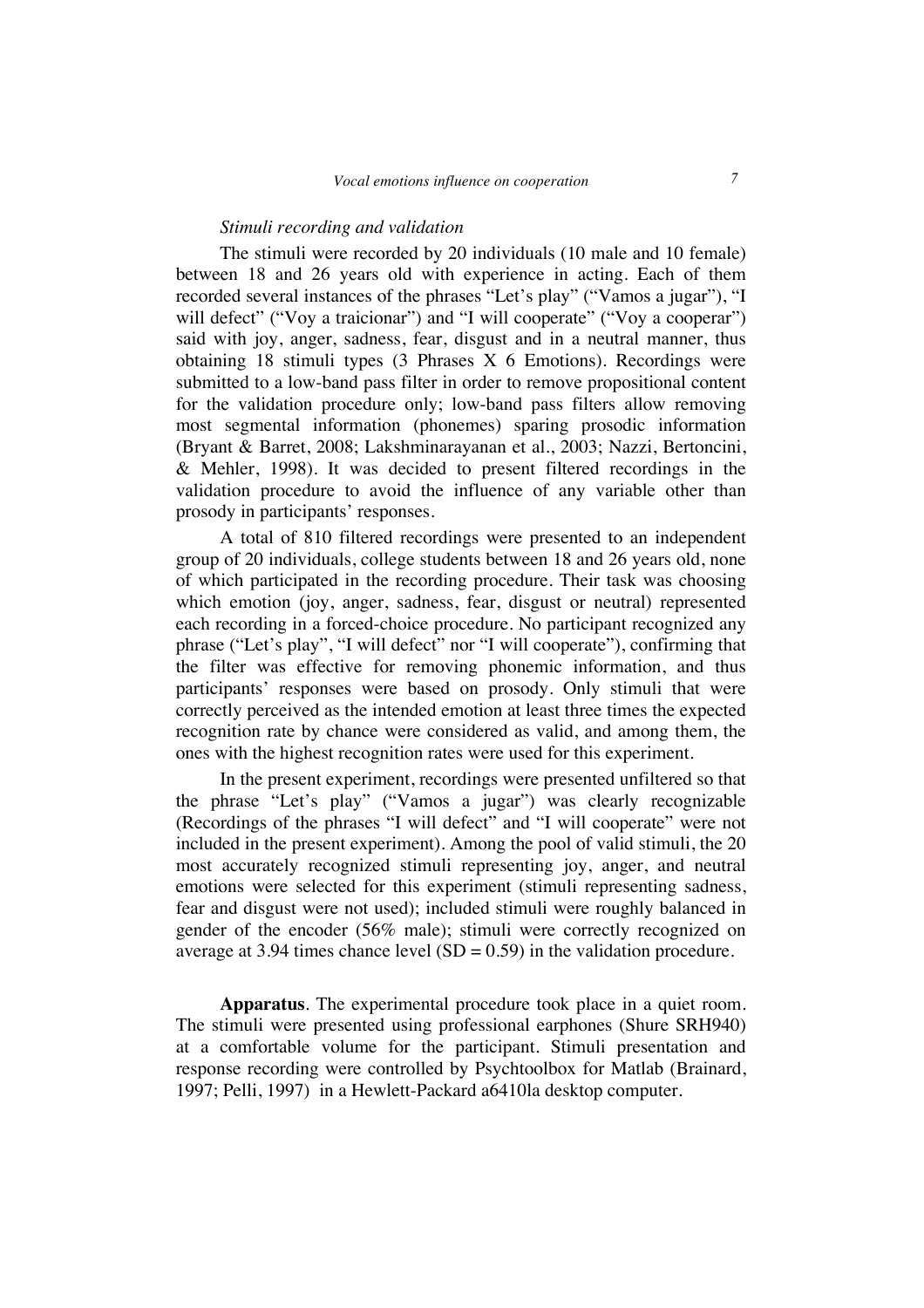*Stimuli recording and validation*

The stimuli were recorded by 20 individuals (10 male and 10 female) between 18 and 26 years old with experience in acting. Each of them recorded several instances of the phrases "Let's play" ("Vamos a jugar"), "I will defect" ("Voy a traicionar") and "I will cooperate" ("Voy a cooperar") said with joy, anger, sadness, fear, disgust and in a neutral manner, thus obtaining 18 stimuli types (3 Phrases X 6 Emotions). Recordings were submitted to a low-band pass filter in order to remove propositional content for the validation procedure only; low-band pass filters allow removing most segmental information (phonemes) sparing prosodic information (Bryant & Barret, 2008; Lakshminarayanan et al., 2003; Nazzi, Bertoncini, & Mehler, 1998). It was decided to present filtered recordings in the validation procedure to avoid the influence of any variable other than prosody in participants' responses.

A total of 810 filtered recordings were presented to an independent group of 20 individuals, college students between 18 and 26 years old, none of which participated in the recording procedure. Their task was choosing which emotion (joy, anger, sadness, fear, disgust or neutral) represented each recording in a forced-choice procedure. No participant recognized any phrase ("Let's play", "I will defect" nor "I will cooperate"), confirming that the filter was effective for removing phonemic information, and thus participants' responses were based on prosody. Only stimuli that were correctly perceived as the intended emotion at least three times the expected recognition rate by chance were considered as valid, and among them, the ones with the highest recognition rates were used for this experiment.

In the present experiment, recordings were presented unfiltered so that the phrase "Let's play" ("Vamos a jugar") was clearly recognizable (Recordings of the phrases "I will defect" and "I will cooperate" were not included in the present experiment). Among the pool of valid stimuli, the 20 most accurately recognized stimuli representing joy, anger, and neutral emotions were selected for this experiment (stimuli representing sadness, fear and disgust were not used); included stimuli were roughly balanced in gender of the encoder (56% male); stimuli were correctly recognized on average at 3.94 times chance level (SD = 0.59) in the validation procedure.

**Apparatus**. The experimental procedure took place in a quiet room. The stimuli were presented using professional earphones (Shure SRH940) at a comfortable volume for the participant. Stimuli presentation and response recording were controlled by Psychtoolbox for Matlab (Brainard, 1997; Pelli, 1997) in a Hewlett-Packard a6410la desktop computer.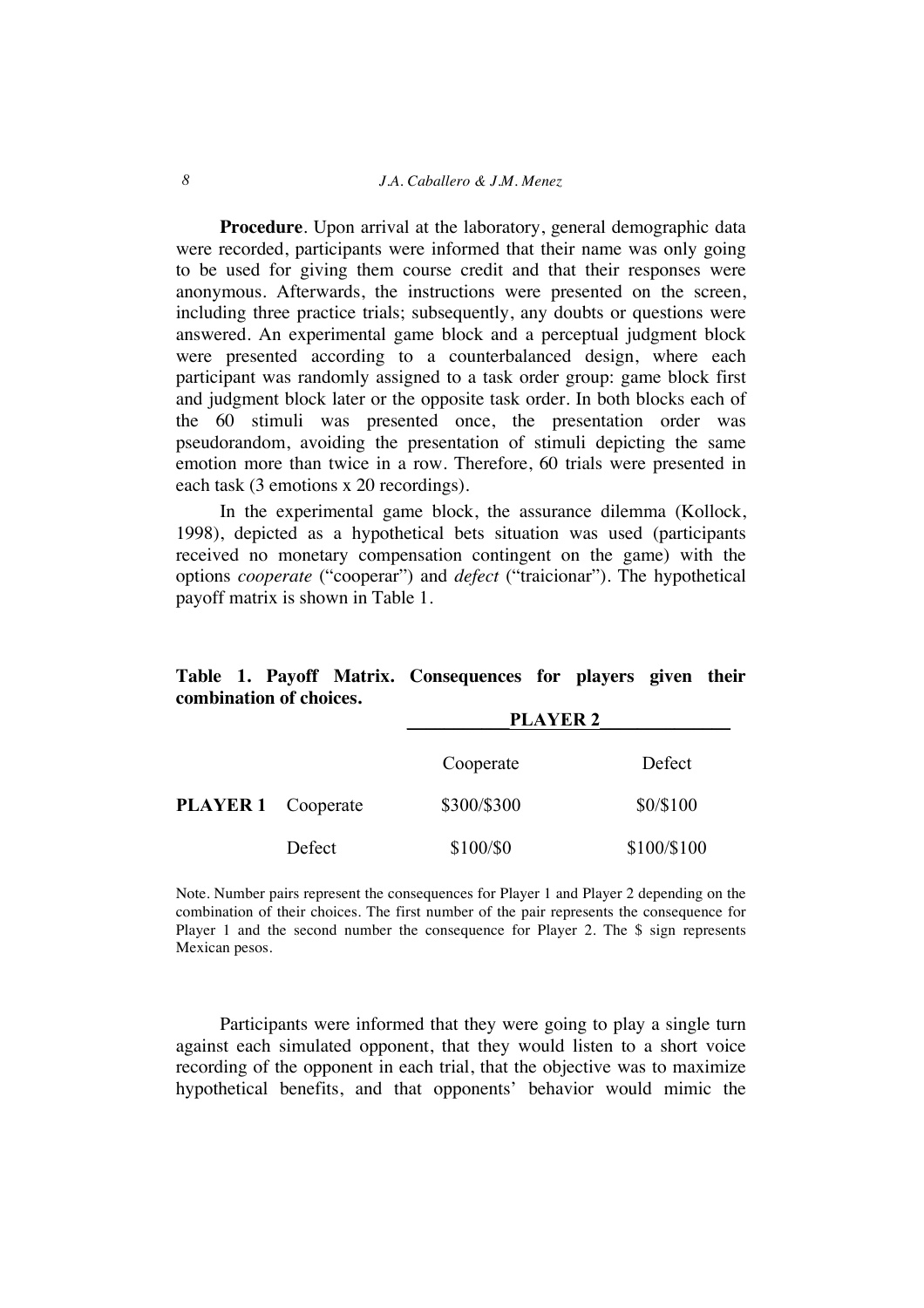**Procedure**. Upon arrival at the laboratory, general demographic data were recorded, participants were informed that their name was only going to be used for giving them course credit and that their responses were anonymous. Afterwards, the instructions were presented on the screen, including three practice trials; subsequently, any doubts or questions were answered. An experimental game block and a perceptual judgment block were presented according to a counterbalanced design, where each participant was randomly assigned to a task order group: game block first and judgment block later or the opposite task order. In both blocks each of the 60 stimuli was presented once, the presentation order was pseudorandom, avoiding the presentation of stimuli depicting the same emotion more than twice in a row. Therefore, 60 trials were presented in each task (3 emotions x 20 recordings).

In the experimental game block, the assurance dilemma (Kollock, 1998), depicted as a hypothetical bets situation was used (participants received no monetary compensation contingent on the game) with the options *cooperate* ("cooperar") and *defect* ("traicionar"). The hypothetical payoff matrix is shown in Table 1.

**Table 1. Payoff Matrix. Consequences for players given their combination of choices.**

| | | PLAYER 2 | |
|---|---|---|---|
| | | Cooperate | Defect |
| **PLAYER 1** | Cooperate | \$300/\$300 | \$0/\$100 |
| | Defect | \$100/\$0 | \$100/\$100 |

Note. Number pairs represent the consequences for Player 1 and Player 2 depending on the combination of their choices. The first number of the pair represents the consequence for Player 1 and the second number the consequence for Player 2. The \$ sign represents Mexican pesos.

Participants were informed that they were going to play a single turn against each simulated opponent, that they would listen to a short voice recording of the opponent in each trial, that the objective was to maximize hypothetical benefits, and that opponents' behavior would mimic the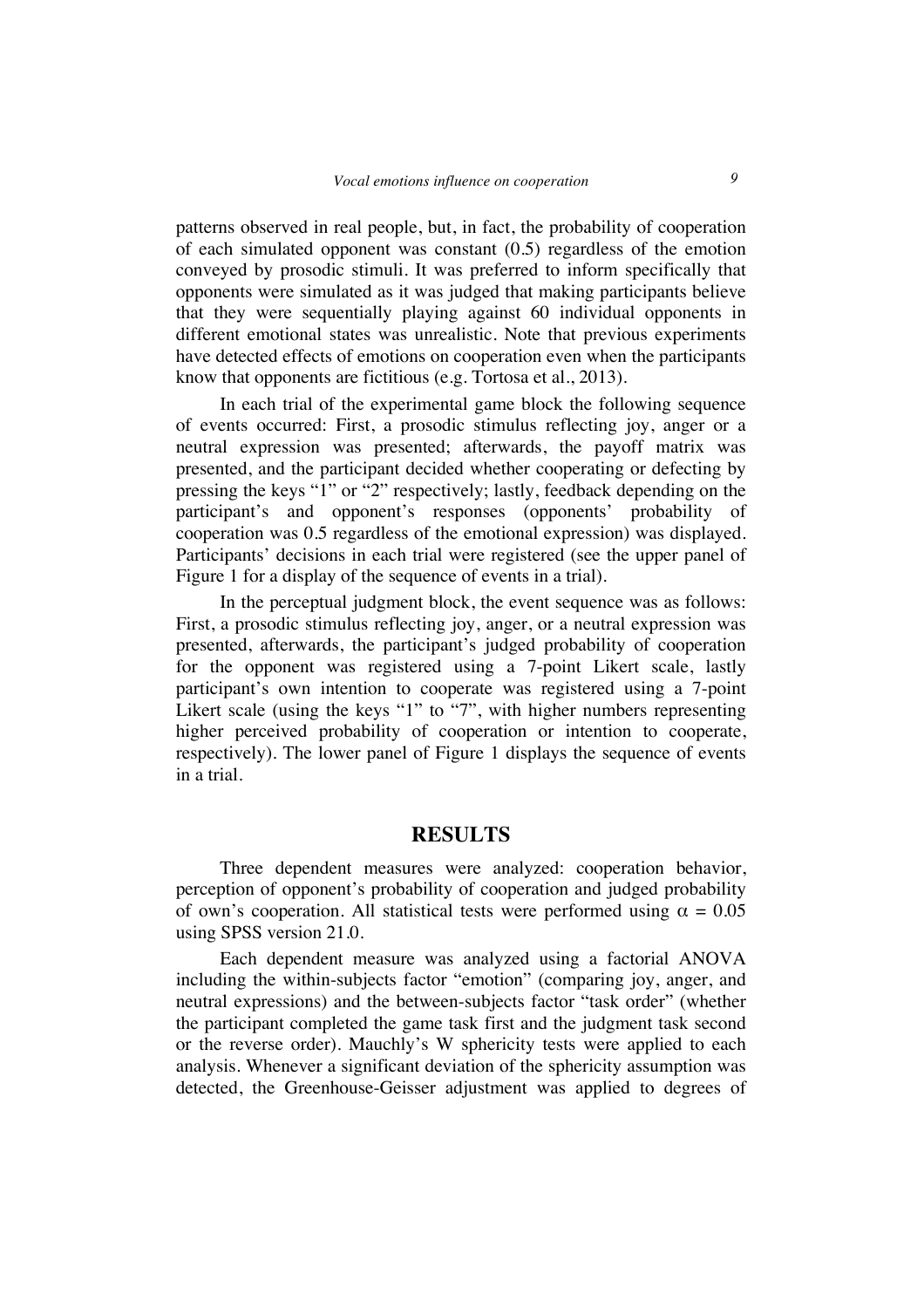patterns observed in real people, but, in fact, the probability of cooperation of each simulated opponent was constant (0.5) regardless of the emotion conveyed by prosodic stimuli. It was preferred to inform specifically that opponents were simulated as it was judged that making participants believe that they were sequentially playing against 60 individual opponents in different emotional states was unrealistic. Note that previous experiments have detected effects of emotions on cooperation even when the participants know that opponents are fictitious (e.g. Tortosa et al., 2013).

In each trial of the experimental game block the following sequence of events occurred: First, a prosodic stimulus reflecting joy, anger or a neutral expression was presented; afterwards, the payoff matrix was presented, and the participant decided whether cooperating or defecting by pressing the keys "1" or "2" respectively; lastly, feedback depending on the participant's and opponent's responses (opponents' probability of cooperation was 0.5 regardless of the emotional expression) was displayed. Participants' decisions in each trial were registered (see the upper panel of Figure 1 for a display of the sequence of events in a trial).

In the perceptual judgment block, the event sequence was as follows: First, a prosodic stimulus reflecting joy, anger, or a neutral expression was presented, afterwards, the participant's judged probability of cooperation for the opponent was registered using a 7-point Likert scale, lastly participant's own intention to cooperate was registered using a 7-point Likert scale (using the keys "1" to "7", with higher numbers representing higher perceived probability of cooperation or intention to cooperate, respectively). The lower panel of Figure 1 displays the sequence of events in a trial.

## RESULTS

Three dependent measures were analyzed: cooperation behavior, perception of opponent's probability of cooperation and judged probability of own's cooperation. All statistical tests were performed using $\alpha = 0.05$ using SPSS version 21.0.

Each dependent measure was analyzed using a factorial ANOVA including the within-subjects factor "emotion" (comparing joy, anger, and neutral expressions) and the between-subjects factor "task order" (whether the participant completed the game task first and the judgment task second or the reverse order). Mauchly's W sphericity tests were applied to each analysis. Whenever a significant deviation of the sphericity assumption was detected, the Greenhouse-Geisser adjustment was applied to degrees of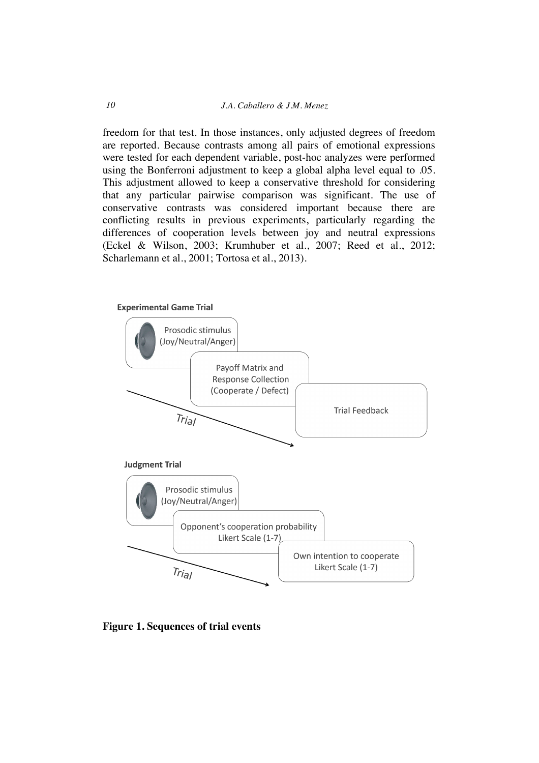freedom for that test. In those instances, only adjusted degrees of freedom are reported. Because contrasts among all pairs of emotional expressions were tested for each dependent variable, post-hoc analyzes were performed using the Bonferroni adjustment to keep a global alpha level equal to .05. This adjustment allowed to keep a conservative threshold for considering that any particular pairwise comparison was significant. The use of conservative contrasts was considered important because there are conflicting results in previous experiments, particularly regarding the differences of cooperation levels between joy and neutral expressions (Eckel & Wilson, 2003; Krumhuber et al., 2007; Reed et al., 2012; Scharlemann et al., 2001; Tortosa et al., 2013).

**Experimental Game Trial**

Prosodic stimulus (Joy/Neutral/Anger) → Payoff Matrix and Response Collection (Cooperate / Defect) → Trial Feedback

Trial

**Judgment Trial**

Prosodic stimulus (Joy/Neutral/Anger) → Opponent's cooperation probability Likert Scale (1-7) → Own intention to cooperate Likert Scale (1-7)

Trial

**Figure 1. Sequences of trial events**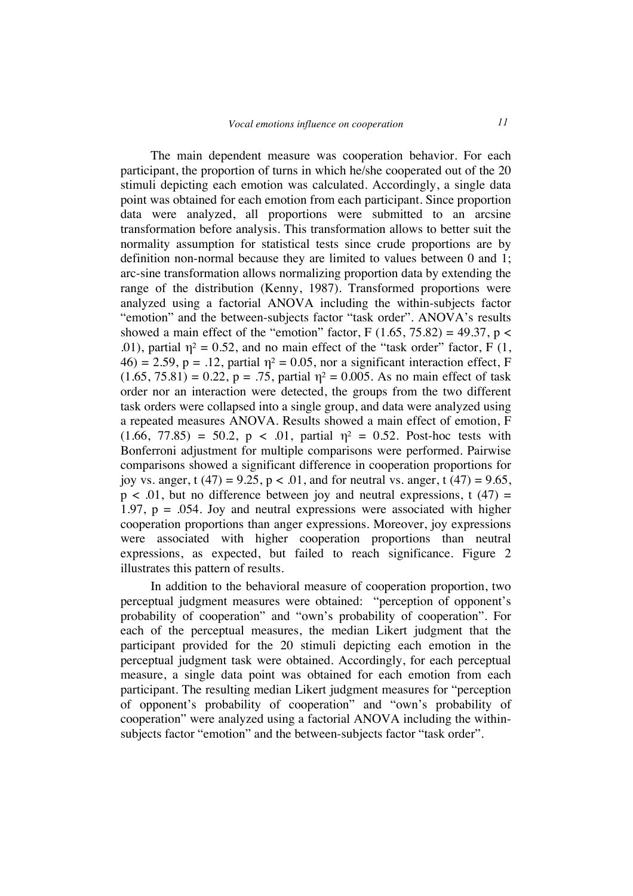The main dependent measure was cooperation behavior. For each participant, the proportion of turns in which he/she cooperated out of the 20 stimuli depicting each emotion was calculated. Accordingly, a single data point was obtained for each emotion from each participant. Since proportion data were analyzed, all proportions were submitted to an arcsine transformation before analysis. This transformation allows to better suit the normality assumption for statistical tests since crude proportions are by definition non-normal because they are limited to values between 0 and 1; arc-sine transformation allows normalizing proportion data by extending the range of the distribution (Kenny, 1987). Transformed proportions were analyzed using a factorial ANOVA including the within-subjects factor "emotion" and the between-subjects factor "task order". ANOVA's results showed a main effect of the "emotion" factor, $F(1.65, 75.82) = 49.37$, $p < .01$), partial $\eta^2 = 0.52$, and no main effect of the "task order" factor, $F(1, 46) = 2.59$, $p = .12$, partial $\eta^2 = 0.05$, nor a significant interaction effect, $F(1.65, 75.81) = 0.22$, $p = .75$, partial $\eta^2 = 0.005$. As no main effect of task order nor an interaction were detected, the groups from the two different task orders were collapsed into a single group, and data were analyzed using a repeated measures ANOVA. Results showed a main effect of emotion, $F(1.66, 77.85) = 50.2$, $p < .01$, partial $\eta^2 = 0.52$. Post-hoc tests with Bonferroni adjustment for multiple comparisons were performed. Pairwise comparisons showed a significant difference in cooperation proportions for joy vs. anger, $t(47) = 9.25$, $p < .01$, and for neutral vs. anger, $t(47) = 9.65$, $p < .01$, but no difference between joy and neutral expressions, $t(47) = 1.97$, $p = .054$. Joy and neutral expressions were associated with higher cooperation proportions than anger expressions. Moreover, joy expressions were associated with higher cooperation proportions than neutral expressions, as expected, but failed to reach significance. Figure 2 illustrates this pattern of results.

In addition to the behavioral measure of cooperation proportion, two perceptual judgment measures were obtained: "perception of opponent's probability of cooperation" and "own's probability of cooperation". For each of the perceptual measures, the median Likert judgment that the participant provided for the 20 stimuli depicting each emotion in the perceptual judgment task were obtained. Accordingly, for each perceptual measure, a single data point was obtained for each emotion from each participant. The resulting median Likert judgment measures for "perception of opponent's probability of cooperation" and "own's probability of cooperation" were analyzed using a factorial ANOVA including the within-subjects factor "emotion" and the between-subjects factor "task order".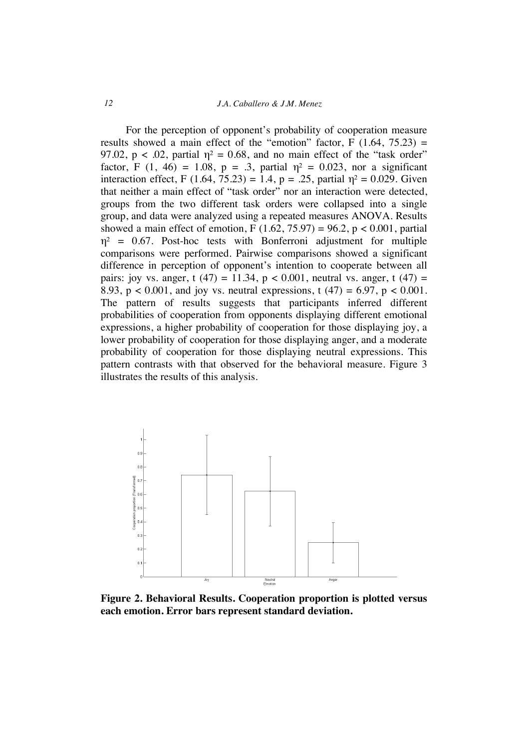For the perception of opponent's probability of cooperation measure results showed a main effect of the "emotion" factor, $F(1.64, 75.23) = 97.02$, $p < .02$, partial $\eta^2 = 0.68$, and no main effect of the "task order" factor, $F(1, 46) = 1.08$, $p = .3$, partial $\eta^2 = 0.023$, nor a significant interaction effect, $F(1.64, 75.23) = 1.4$, $p = .25$, partial $\eta^2 = 0.029$. Given that neither a main effect of "task order" nor an interaction were detected, groups from the two different task orders were collapsed into a single group, and data were analyzed using a repeated measures ANOVA. Results showed a main effect of emotion, $F(1.62, 75.97) = 96.2$, $p < 0.001$, partial $\eta^2 = 0.67$. Post-hoc tests with Bonferroni adjustment for multiple comparisons were performed. Pairwise comparisons showed a significant difference in perception of opponent's intention to cooperate between all pairs: joy vs. anger, $t(47) = 11.34$, $p < 0.001$, neutral vs. anger, $t(47) = 8.93$, $p < 0.001$, and joy vs. neutral expressions, $t(47) = 6.97$, $p < 0.001$. The pattern of results suggests that participants inferred different probabilities of cooperation from opponents displaying different emotional expressions, a higher probability of cooperation for those displaying joy, a lower probability of cooperation for those displaying anger, and a moderate probability of cooperation for those displaying neutral expressions. This pattern contrasts with that observed for the behavioral measure. Figure 3 illustrates the results of this analysis.

**Figure 2. Behavioral Results. Cooperation proportion is plotted versus each emotion. Error bars represent standard deviation.**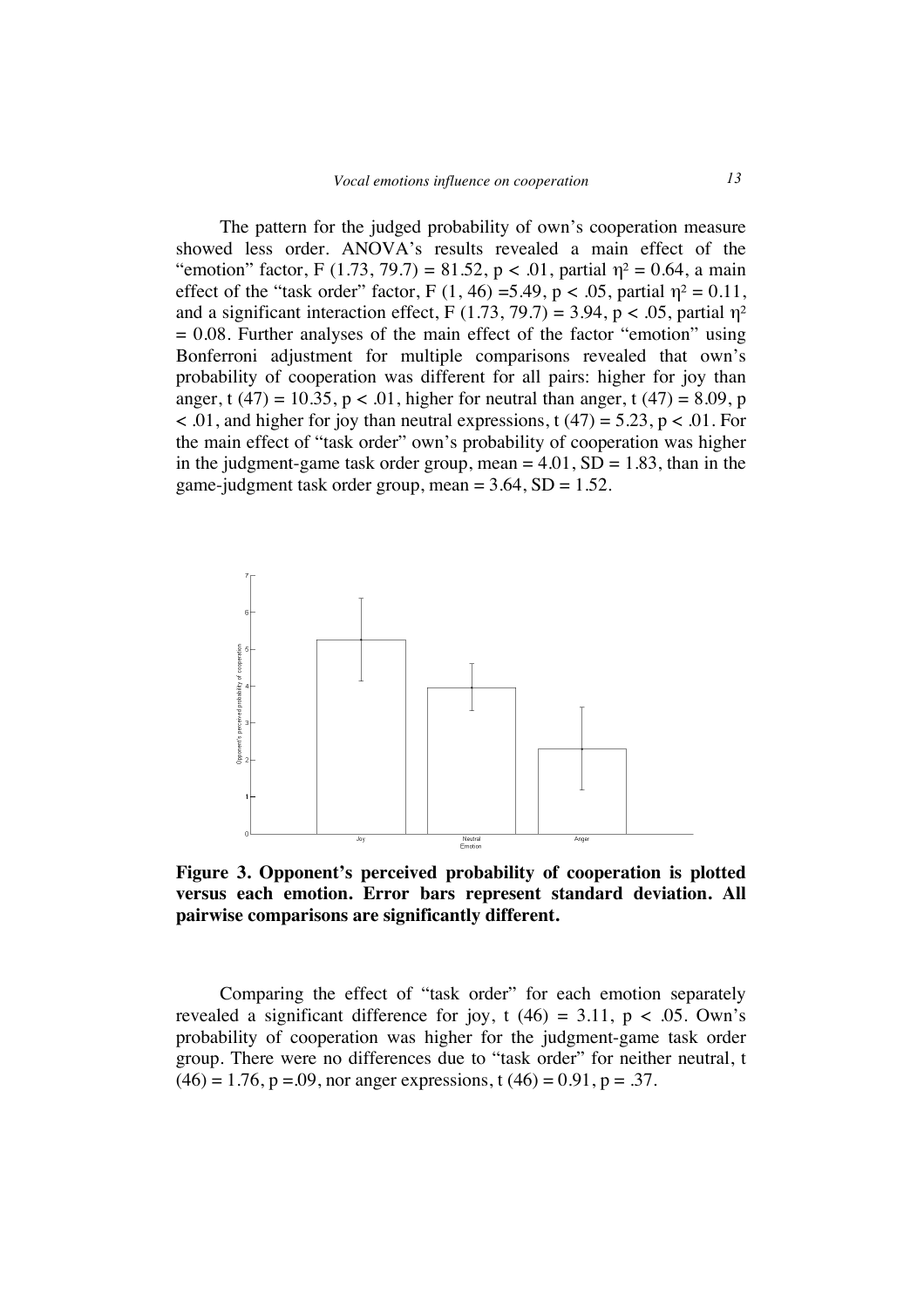The pattern for the judged probability of own's cooperation measure showed less order. ANOVA's results revealed a main effect of the "emotion" factor, $F(1.73, 79.7) = 81.52$, $p < .01$, partial $\eta^2 = 0.64$, a main effect of the "task order" factor, $F(1, 46) = 5.49$, $p < .05$, partial $\eta^2 = 0.11$, and a significant interaction effect, $F(1.73, 79.7) = 3.94$, $p < .05$, partial $\eta^2 = 0.08$. Further analyses of the main effect of the factor "emotion" using Bonferroni adjustment for multiple comparisons revealed that own's probability of cooperation was different for all pairs: higher for joy than anger, $t(47) = 10.35$, $p < .01$, higher for neutral than anger, $t(47) = 8.09$, $p < .01$, and higher for joy than neutral expressions, $t(47) = 5.23$, $p < .01$. For the main effect of "task order" own's probability of cooperation was higher in the judgment-game task order group, mean = 4.01, SD = 1.83, than in the game-judgment task order group, mean = 3.64, SD = 1.52.

**Figure 3. Opponent's perceived probability of cooperation is plotted versus each emotion. Error bars represent standard deviation. All pairwise comparisons are significantly different.**

Comparing the effect of "task order" for each emotion separately revealed a significant difference for joy, $t(46) = 3.11$, $p < .05$. Own's probability of cooperation was higher for the judgment-game task order group. There were no differences due to "task order" for neither neutral, $t(46) = 1.76$, $p = .09$, nor anger expressions, $t(46) = 0.91$, $p = .37$.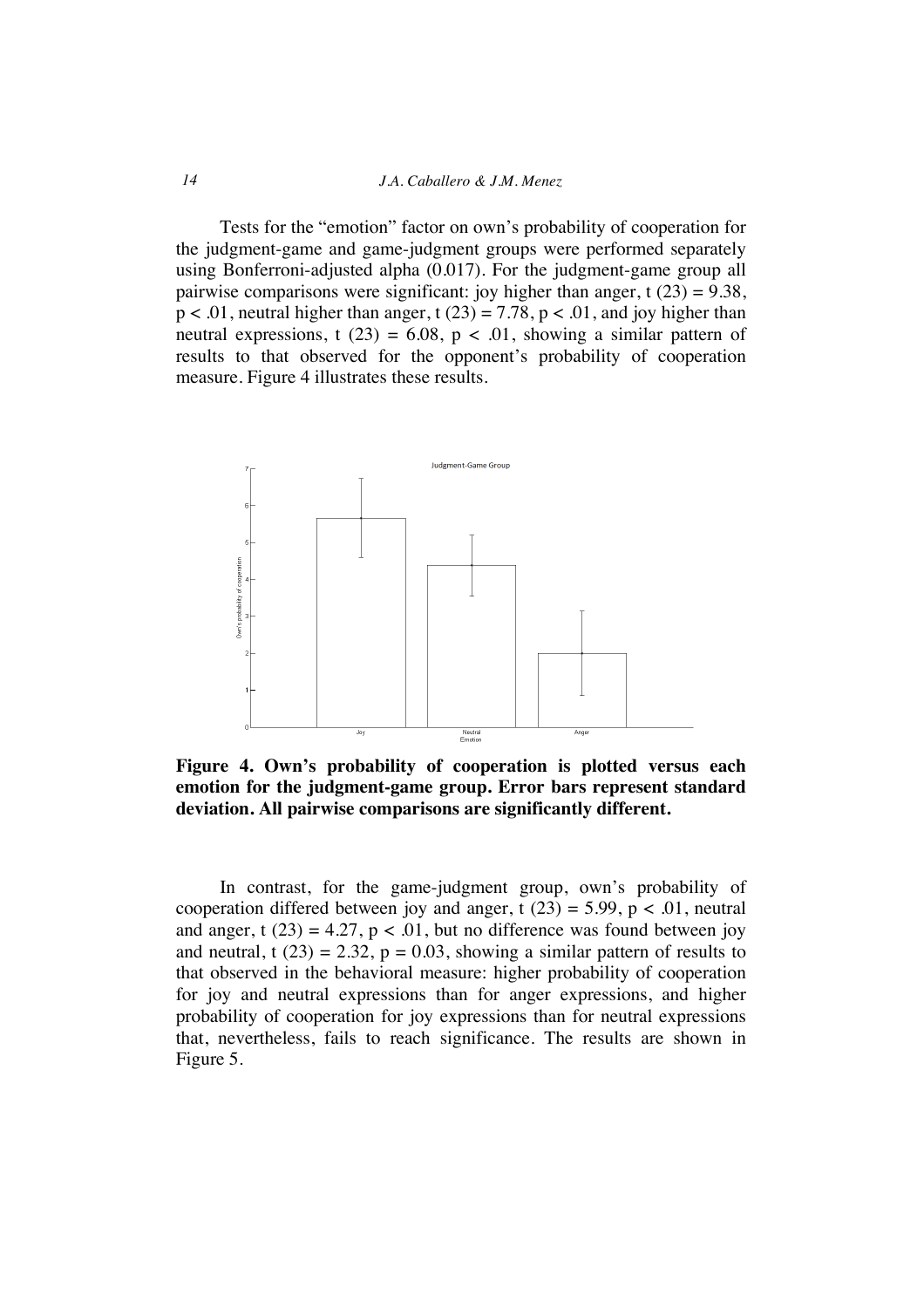Tests for the "emotion" factor on own's probability of cooperation for the judgment-game and game-judgment groups were performed separately using Bonferroni-adjusted alpha (0.017). For the judgment-game group all pairwise comparisons were significant: joy higher than anger, $t(23) = 9.38$, $p < .01$, neutral higher than anger, $t(23) = 7.78$, $p < .01$, and joy higher than neutral expressions, $t(23) = 6.08$, $p < .01$, showing a similar pattern of results to that observed for the opponent's probability of cooperation measure. Figure 4 illustrates these results.

**Figure 4. Own's probability of cooperation is plotted versus each emotion for the judgment-game group. Error bars represent standard deviation. All pairwise comparisons are significantly different.**

In contrast, for the game-judgment group, own's probability of cooperation differed between joy and anger, $t(23) = 5.99$, $p < .01$, neutral and anger, $t(23) = 4.27$, $p < .01$, but no difference was found between joy and neutral, $t(23) = 2.32$, $p = 0.03$, showing a similar pattern of results to that observed in the behavioral measure: higher probability of cooperation for joy and neutral expressions than for anger expressions, and higher probability of cooperation for joy expressions than for neutral expressions that, nevertheless, fails to reach significance. The results are shown in Figure 5.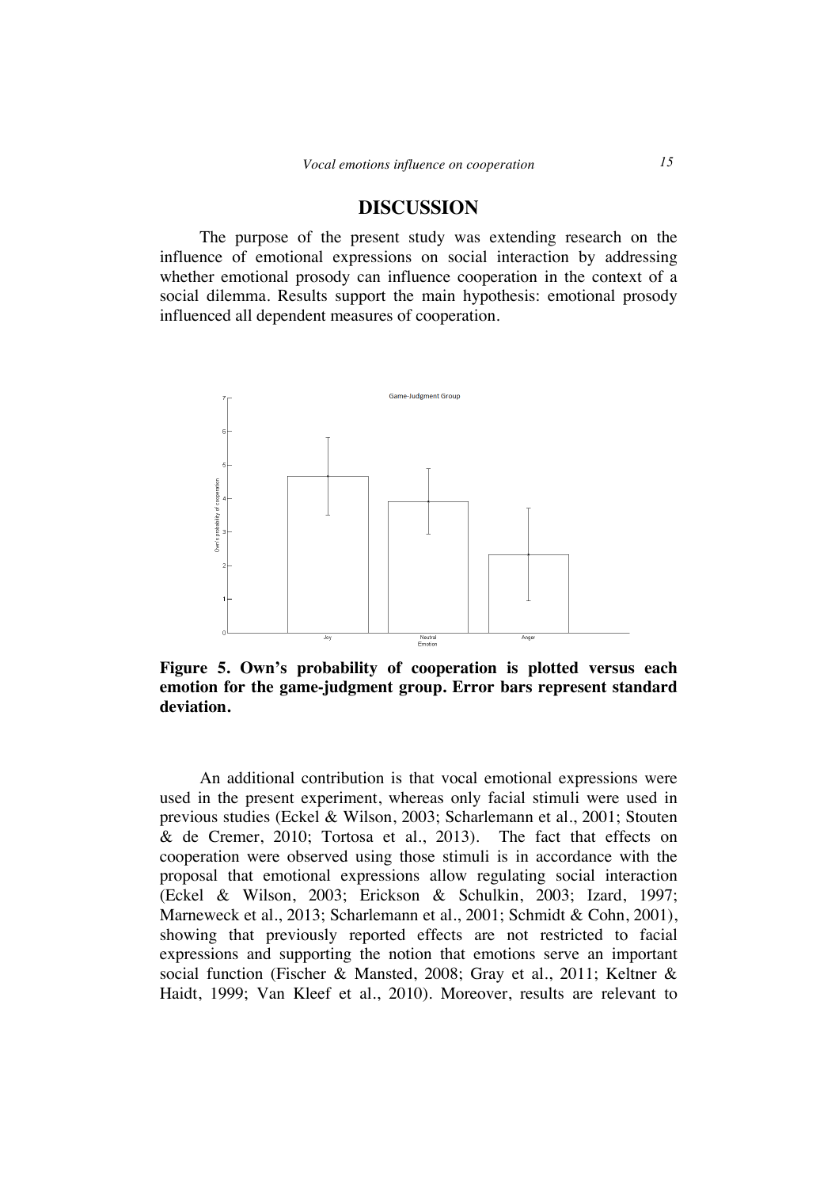## DISCUSSION

The purpose of the present study was extending research on the influence of emotional expressions on social interaction by addressing whether emotional prosody can influence cooperation in the context of a social dilemma. Results support the main hypothesis: emotional prosody influenced all dependent measures of cooperation.

**Figure 5. Own's probability of cooperation is plotted versus each emotion for the game-judgment group. Error bars represent standard deviation.**

An additional contribution is that vocal emotional expressions were used in the present experiment, whereas only facial stimuli were used in previous studies (Eckel & Wilson, 2003; Scharlemann et al., 2001; Stouten & de Cremer, 2010; Tortosa et al., 2013). The fact that effects on cooperation were observed using those stimuli is in accordance with the proposal that emotional expressions allow regulating social interaction (Eckel & Wilson, 2003; Erickson & Schulkin, 2003; Izard, 1997; Marneweck et al., 2013; Scharlemann et al., 2001; Schmidt & Cohn, 2001), showing that previously reported effects are not restricted to facial expressions and supporting the notion that emotions serve an important social function (Fischer & Mansted, 2008; Gray et al., 2011; Keltner & Haidt, 1999; Van Kleef et al., 2010). Moreover, results are relevant to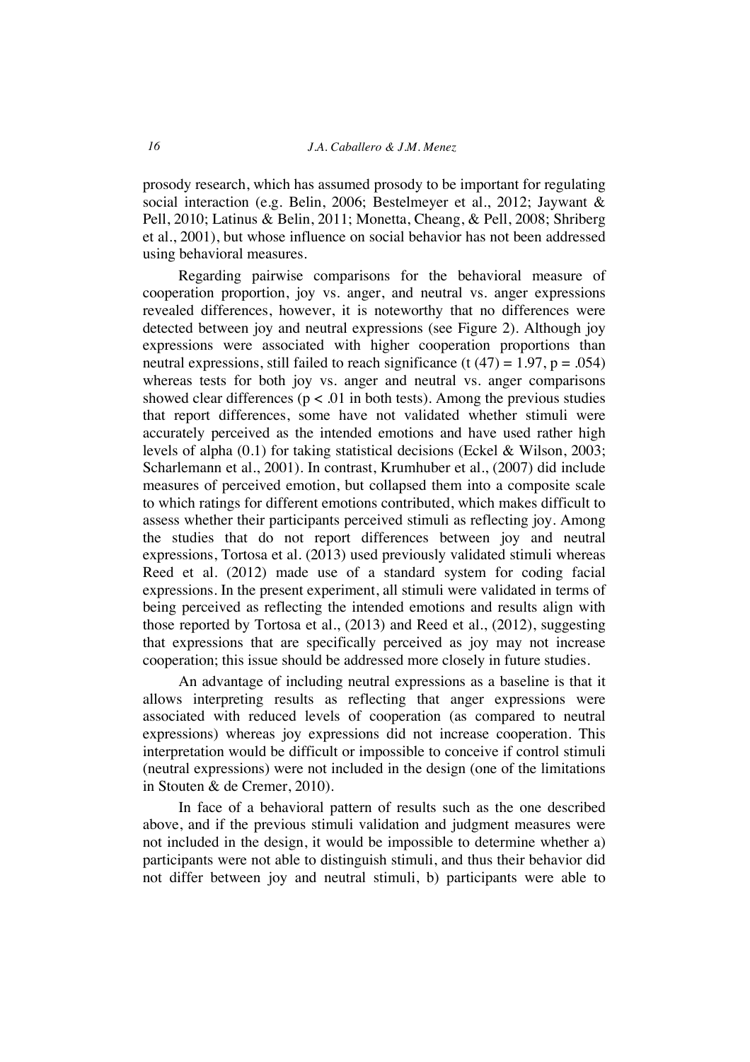prosody research, which has assumed prosody to be important for regulating social interaction (e.g. Belin, 2006; Bestelmeyer et al., 2012; Jaywant & Pell, 2010; Latinus & Belin, 2011; Monetta, Cheang, & Pell, 2008; Shriberg et al., 2001), but whose influence on social behavior has not been addressed using behavioral measures.

Regarding pairwise comparisons for the behavioral measure of cooperation proportion, joy vs. anger, and neutral vs. anger expressions revealed differences, however, it is noteworthy that no differences were detected between joy and neutral expressions (see Figure 2). Although joy expressions were associated with higher cooperation proportions than neutral expressions, still failed to reach significance ($t\ (47) = 1.97$, $p = .054$) whereas tests for both joy vs. anger and neutral vs. anger comparisons showed clear differences ($p < .01$ in both tests). Among the previous studies that report differences, some have not validated whether stimuli were accurately perceived as the intended emotions and have used rather high levels of alpha (0.1) for taking statistical decisions (Eckel & Wilson, 2003; Scharlemann et al., 2001). In contrast, Krumhuber et al., (2007) did include measures of perceived emotion, but collapsed them into a composite scale to which ratings for different emotions contributed, which makes difficult to assess whether their participants perceived stimuli as reflecting joy. Among the studies that do not report differences between joy and neutral expressions, Tortosa et al. (2013) used previously validated stimuli whereas Reed et al. (2012) made use of a standard system for coding facial expressions. In the present experiment, all stimuli were validated in terms of being perceived as reflecting the intended emotions and results align with those reported by Tortosa et al., (2013) and Reed et al., (2012), suggesting that expressions that are specifically perceived as joy may not increase cooperation; this issue should be addressed more closely in future studies.

An advantage of including neutral expressions as a baseline is that it allows interpreting results as reflecting that anger expressions were associated with reduced levels of cooperation (as compared to neutral expressions) whereas joy expressions did not increase cooperation. This interpretation would be difficult or impossible to conceive if control stimuli (neutral expressions) were not included in the design (one of the limitations in Stouten & de Cremer, 2010).

In face of a behavioral pattern of results such as the one described above, and if the previous stimuli validation and judgment measures were not included in the design, it would be impossible to determine whether a) participants were not able to distinguish stimuli, and thus their behavior did not differ between joy and neutral stimuli, b) participants were able to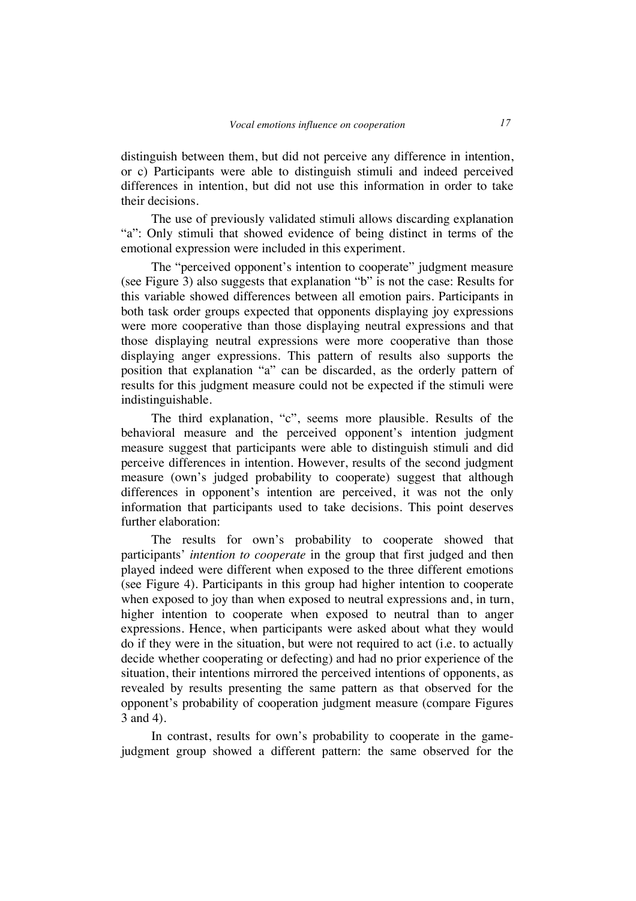distinguish between them, but did not perceive any difference in intention, or c) Participants were able to distinguish stimuli and indeed perceived differences in intention, but did not use this information in order to take their decisions.

The use of previously validated stimuli allows discarding explanation "a": Only stimuli that showed evidence of being distinct in terms of the emotional expression were included in this experiment.

The "perceived opponent's intention to cooperate" judgment measure (see Figure 3) also suggests that explanation "b" is not the case: Results for this variable showed differences between all emotion pairs. Participants in both task order groups expected that opponents displaying joy expressions were more cooperative than those displaying neutral expressions and that those displaying neutral expressions were more cooperative than those displaying anger expressions. This pattern of results also supports the position that explanation "a" can be discarded, as the orderly pattern of results for this judgment measure could not be expected if the stimuli were indistinguishable.

The third explanation, "c", seems more plausible. Results of the behavioral measure and the perceived opponent's intention judgment measure suggest that participants were able to distinguish stimuli and did perceive differences in intention. However, results of the second judgment measure (own's judged probability to cooperate) suggest that although differences in opponent's intention are perceived, it was not the only information that participants used to take decisions. This point deserves further elaboration:

The results for own's probability to cooperate showed that participants' *intention to cooperate* in the group that first judged and then played indeed were different when exposed to the three different emotions (see Figure 4). Participants in this group had higher intention to cooperate when exposed to joy than when exposed to neutral expressions and, in turn, higher intention to cooperate when exposed to neutral than to anger expressions. Hence, when participants were asked about what they would do if they were in the situation, but were not required to act (i.e. to actually decide whether cooperating or defecting) and had no prior experience of the situation, their intentions mirrored the perceived intentions of opponents, as revealed by results presenting the same pattern as that observed for the opponent's probability of cooperation judgment measure (compare Figures 3 and 4).

In contrast, results for own's probability to cooperate in the game-judgment group showed a different pattern: the same observed for the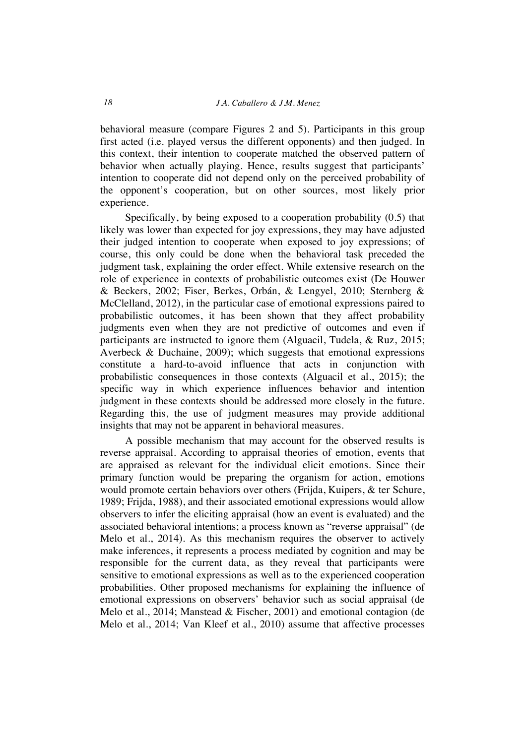behavioral measure (compare Figures 2 and 5). Participants in this group first acted (i.e. played versus the different opponents) and then judged. In this context, their intention to cooperate matched the observed pattern of behavior when actually playing. Hence, results suggest that participants' intention to cooperate did not depend only on the perceived probability of the opponent's cooperation, but on other sources, most likely prior experience.

Specifically, by being exposed to a cooperation probability (0.5) that likely was lower than expected for joy expressions, they may have adjusted their judged intention to cooperate when exposed to joy expressions; of course, this only could be done when the behavioral task preceded the judgment task, explaining the order effect. While extensive research on the role of experience in contexts of probabilistic outcomes exist (De Houwer & Beckers, 2002; Fiser, Berkes, Orbán, & Lengyel, 2010; Sternberg & McClelland, 2012), in the particular case of emotional expressions paired to probabilistic outcomes, it has been shown that they affect probability judgments even when they are not predictive of outcomes and even if participants are instructed to ignore them (Alguacil, Tudela, & Ruz, 2015; Averbeck & Duchaine, 2009); which suggests that emotional expressions constitute a hard-to-avoid influence that acts in conjunction with probabilistic consequences in those contexts (Alguacil et al., 2015); the specific way in which experience influences behavior and intention judgment in these contexts should be addressed more closely in the future. Regarding this, the use of judgment measures may provide additional insights that may not be apparent in behavioral measures.

A possible mechanism that may account for the observed results is reverse appraisal. According to appraisal theories of emotion, events that are appraised as relevant for the individual elicit emotions. Since their primary function would be preparing the organism for action, emotions would promote certain behaviors over others (Frijda, Kuipers, & ter Schure, 1989; Frijda, 1988), and their associated emotional expressions would allow observers to infer the eliciting appraisal (how an event is evaluated) and the associated behavioral intentions; a process known as "reverse appraisal" (de Melo et al., 2014). As this mechanism requires the observer to actively make inferences, it represents a process mediated by cognition and may be responsible for the current data, as they reveal that participants were sensitive to emotional expressions as well as to the experienced cooperation probabilities. Other proposed mechanisms for explaining the influence of emotional expressions on observers' behavior such as social appraisal (de Melo et al., 2014; Manstead & Fischer, 2001) and emotional contagion (de Melo et al., 2014; Van Kleef et al., 2010) assume that affective processes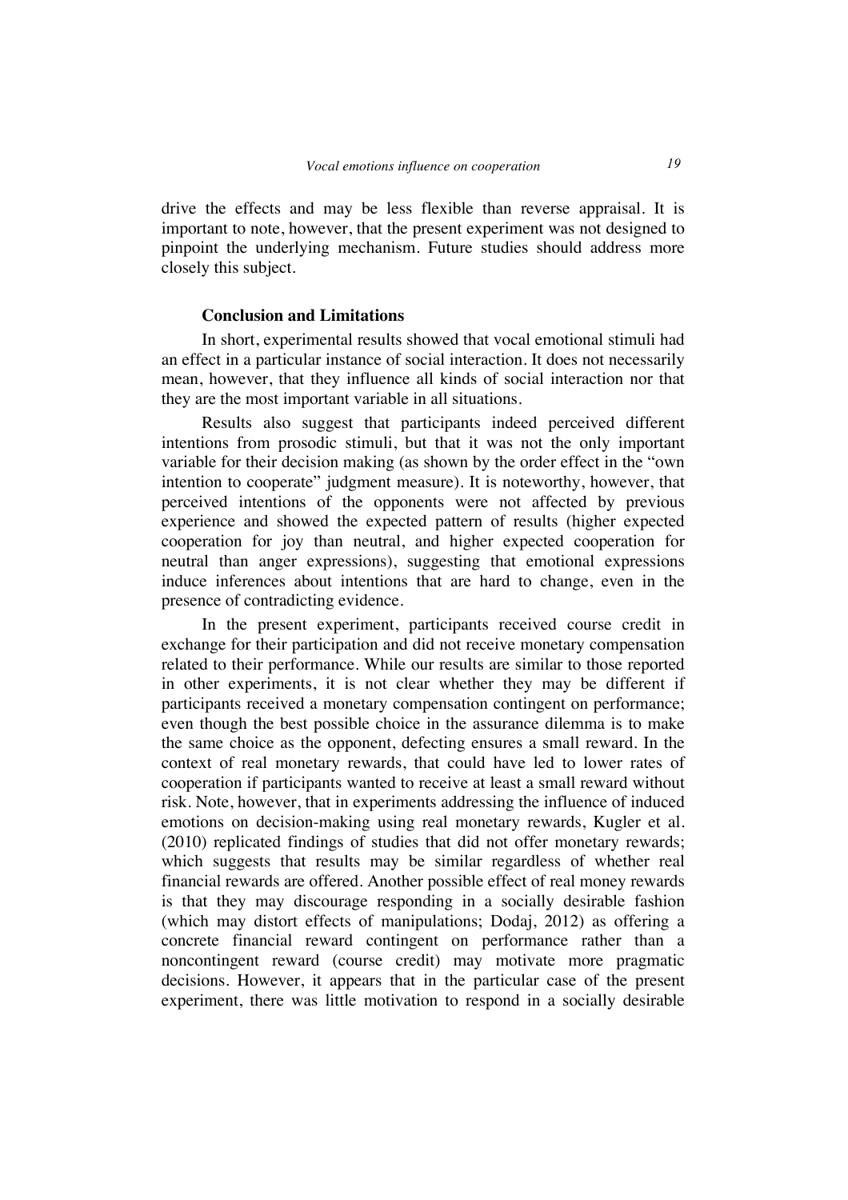drive the effects and may be less flexible than reverse appraisal. It is important to note, however, that the present experiment was not designed to pinpoint the underlying mechanism. Future studies should address more closely this subject.

### Conclusion and Limitations

In short, experimental results showed that vocal emotional stimuli had an effect in a particular instance of social interaction. It does not necessarily mean, however, that they influence all kinds of social interaction nor that they are the most important variable in all situations.

Results also suggest that participants indeed perceived different intentions from prosodic stimuli, but that it was not the only important variable for their decision making (as shown by the order effect in the "own intention to cooperate" judgment measure). It is noteworthy, however, that perceived intentions of the opponents were not affected by previous experience and showed the expected pattern of results (higher expected cooperation for joy than neutral, and higher expected cooperation for neutral than anger expressions), suggesting that emotional expressions induce inferences about intentions that are hard to change, even in the presence of contradicting evidence.

In the present experiment, participants received course credit in exchange for their participation and did not receive monetary compensation related to their performance. While our results are similar to those reported in other experiments, it is not clear whether they may be different if participants received a monetary compensation contingent on performance; even though the best possible choice in the assurance dilemma is to make the same choice as the opponent, defecting ensures a small reward. In the context of real monetary rewards, that could have led to lower rates of cooperation if participants wanted to receive at least a small reward without risk. Note, however, that in experiments addressing the influence of induced emotions on decision-making using real monetary rewards, Kugler et al. (2010) replicated findings of studies that did not offer monetary rewards; which suggests that results may be similar regardless of whether real financial rewards are offered. Another possible effect of real money rewards is that they may discourage responding in a socially desirable fashion (which may distort effects of manipulations; Dodaj, 2012) as offering a concrete financial reward contingent on performance rather than a noncontingent reward (course credit) may motivate more pragmatic decisions. However, it appears that in the particular case of the present experiment, there was little motivation to respond in a socially desirable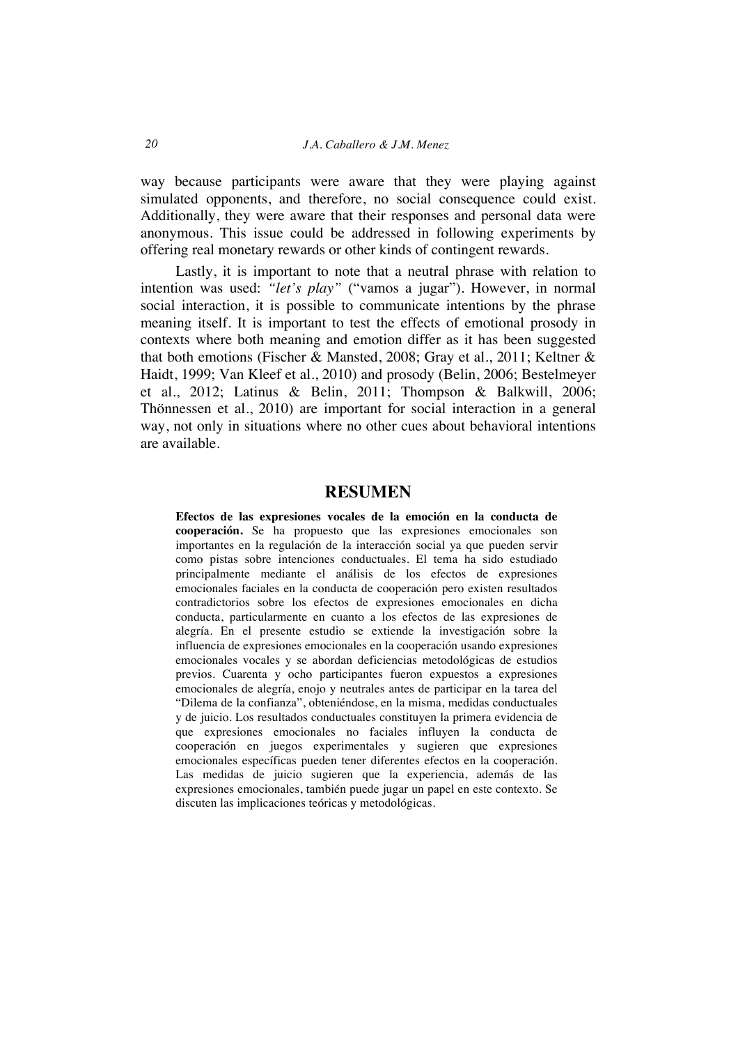way because participants were aware that they were playing against simulated opponents, and therefore, no social consequence could exist. Additionally, they were aware that their responses and personal data were anonymous. This issue could be addressed in following experiments by offering real monetary rewards or other kinds of contingent rewards.

Lastly, it is important to note that a neutral phrase with relation to intention was used: *"let's play"* ("vamos a jugar"). However, in normal social interaction, it is possible to communicate intentions by the phrase meaning itself. It is important to test the effects of emotional prosody in contexts where both meaning and emotion differ as it has been suggested that both emotions (Fischer & Mansted, 2008; Gray et al., 2011; Keltner & Haidt, 1999; Van Kleef et al., 2010) and prosody (Belin, 2006; Bestelmeyer et al., 2012; Latinus & Belin, 2011; Thompson & Balkwill, 2006; Thönnessen et al., 2010) are important for social interaction in a general way, not only in situations where no other cues about behavioral intentions are available.

## RESUMEN

**Efectos de las expresiones vocales de la emoción en la conducta de cooperación.** Se ha propuesto que las expresiones emocionales son importantes en la regulación de la interacción social ya que pueden servir como pistas sobre intenciones conductuales. El tema ha sido estudiado principalmente mediante el análisis de los efectos de expresiones emocionales faciales en la conducta de cooperación pero existen resultados contradictorios sobre los efectos de expresiones emocionales en dicha conducta, particularmente en cuanto a los efectos de las expresiones de alegría. En el presente estudio se extiende la investigación sobre la influencia de expresiones emocionales en la cooperación usando expresiones emocionales vocales y se abordan deficiencias metodológicas de estudios previos. Cuarenta y ocho participantes fueron expuestos a expresiones emocionales de alegría, enojo y neutrales antes de participar en la tarea del "Dilema de la confianza", obteniéndose, en la misma, medidas conductuales y de juicio. Los resultados conductuales constituyen la primera evidencia de que expresiones emocionales no faciales influyen la conducta de cooperación en juegos experimentales y sugieren que expresiones emocionales específicas pueden tener diferentes efectos en la cooperación. Las medidas de juicio sugieren que la experiencia, además de las expresiones emocionales, también puede jugar un papel en este contexto. Se discuten las implicaciones teóricas y metodológicas.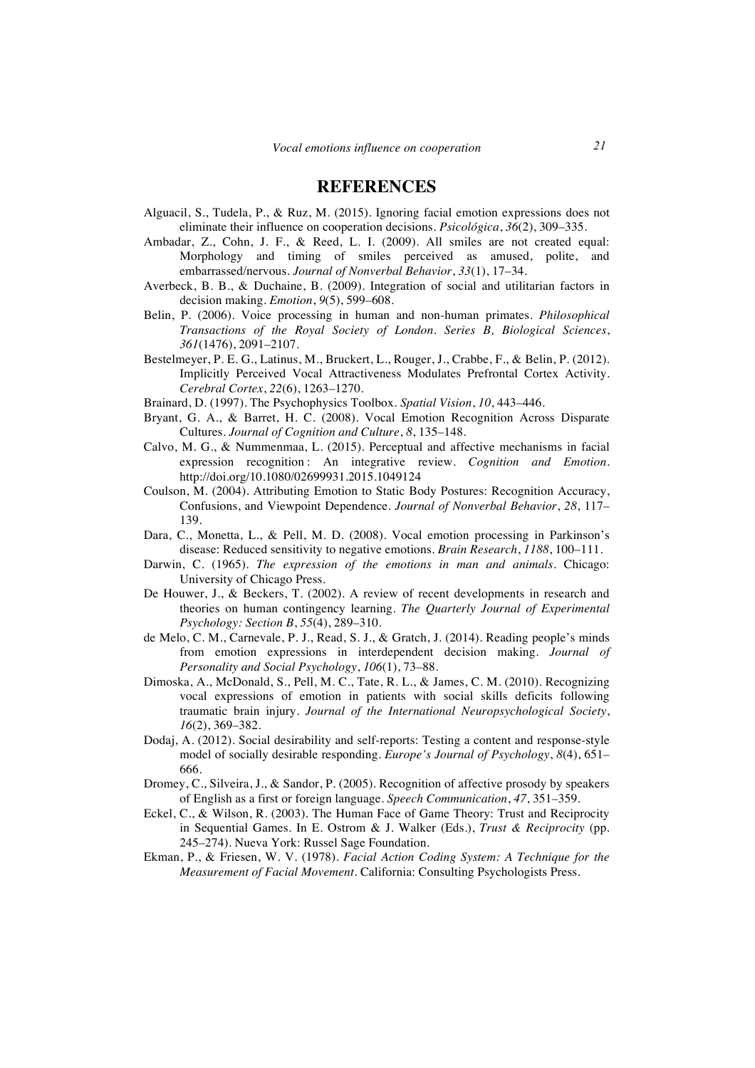# REFERENCES

Alguacil, S., Tudela, P., & Ruz, M. (2015). Ignoring facial emotion expressions does not eliminate their influence on cooperation decisions. *Psicológica*, *36*(2), 309–335.

Ambadar, Z., Cohn, J. F., & Reed, L. I. (2009). All smiles are not created equal: Morphology and timing of smiles perceived as amused, polite, and embarrassed/nervous. *Journal of Nonverbal Behavior*, *33*(1), 17–34.

Averbeck, B. B., & Duchaine, B. (2009). Integration of social and utilitarian factors in decision making. *Emotion*, *9*(5), 599–608.

Belin, P. (2006). Voice processing in human and non-human primates. *Philosophical Transactions of the Royal Society of London. Series B, Biological Sciences*, *361*(1476), 2091–2107.

Bestelmeyer, P. E. G., Latinus, M., Bruckert, L., Rouger, J., Crabbe, F., & Belin, P. (2012). Implicitly Perceived Vocal Attractiveness Modulates Prefrontal Cortex Activity. *Cerebral Cortex*, *22*(6), 1263–1270.

Brainard, D. (1997). The Psychophysics Toolbox. *Spatial Vision*, *10*, 443–446.

Bryant, G. A., & Barret, H. C. (2008). Vocal Emotion Recognition Across Disparate Cultures. *Journal of Cognition and Culture*, *8*, 135–148.

Calvo, M. G., & Nummenmaa, L. (2015). Perceptual and affective mechanisms in facial expression recognition : An integrative review. *Cognition and Emotion*. http://doi.org/10.1080/02699931.2015.1049124

Coulson, M. (2004). Attributing Emotion to Static Body Postures: Recognition Accuracy, Confusions, and Viewpoint Dependence. *Journal of Nonverbal Behavior*, *28*, 117–139.

Dara, C., Monetta, L., & Pell, M. D. (2008). Vocal emotion processing in Parkinson's disease: Reduced sensitivity to negative emotions. *Brain Research*, *1188*, 100–111.

Darwin, C. (1965). *The expression of the emotions in man and animals*. Chicago: University of Chicago Press.

De Houwer, J., & Beckers, T. (2002). A review of recent developments in research and theories on human contingency learning. *The Quarterly Journal of Experimental Psychology: Section B*, *55*(4), 289–310.

de Melo, C. M., Carnevale, P. J., Read, S. J., & Gratch, J. (2014). Reading people's minds from emotion expressions in interdependent decision making. *Journal of Personality and Social Psychology*, *106*(1), 73–88.

Dimoska, A., McDonald, S., Pell, M. C., Tate, R. L., & James, C. M. (2010). Recognizing vocal expressions of emotion in patients with social skills deficits following traumatic brain injury. *Journal of the International Neuropsychological Society*, *16*(2), 369–382.

Dodaj, A. (2012). Social desirability and self-reports: Testing a content and response-style model of socially desirable responding. *Europe's Journal of Psychology*, *8*(4), 651–666.

Dromey, C., Silveira, J., & Sandor, P. (2005). Recognition of affective prosody by speakers of English as a first or foreign language. *Speech Communication*, *47*, 351–359.

Eckel, C., & Wilson, R. (2003). The Human Face of Game Theory: Trust and Reciprocity in Sequential Games. In E. Ostrom & J. Walker (Eds.), *Trust & Reciprocity* (pp. 245–274). Nueva York: Russel Sage Foundation.

Ekman, P., & Friesen, W. V. (1978). *Facial Action Coding System: A Technique for the Measurement of Facial Movement*. California: Consulting Psychologists Press.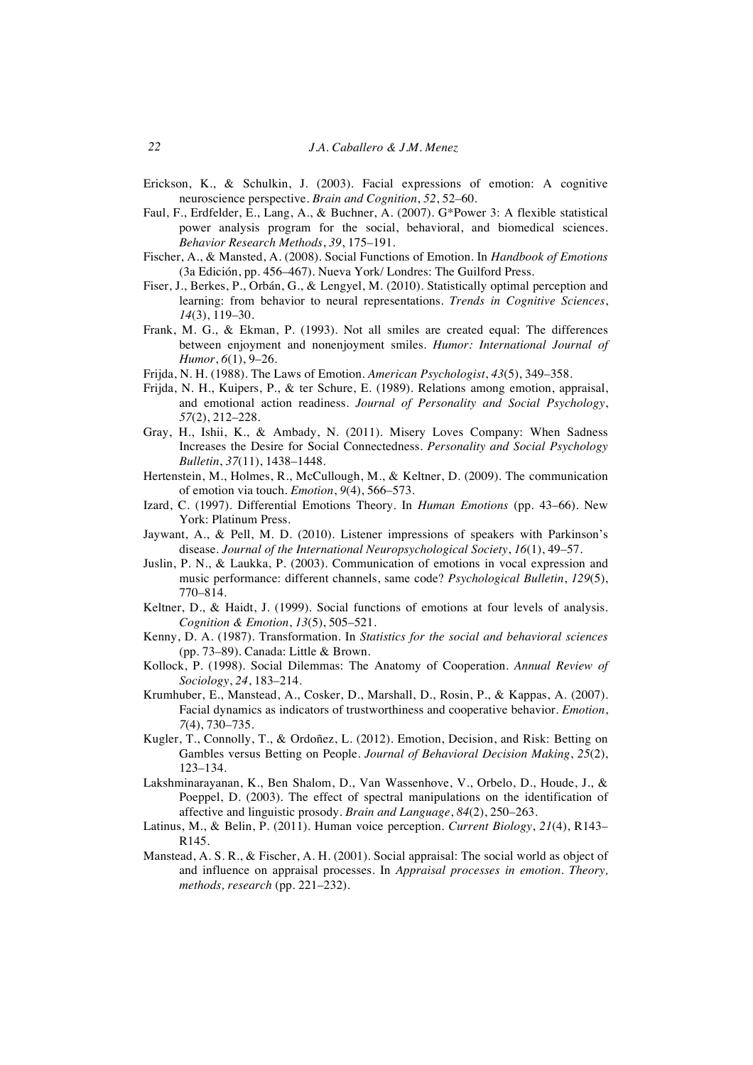Erickson, K., & Schulkin, J. (2003). Facial expressions of emotion: A cognitive neuroscience perspective. *Brain and Cognition*, *52*, 52–60.

Faul, F., Erdfelder, E., Lang, A., & Buchner, A. (2007). G*Power 3: A flexible statistical power analysis program for the social, behavioral, and biomedical sciences. *Behavior Research Methods*, *39*, 175–191.

Fischer, A., & Mansted, A. (2008). Social Functions of Emotion. In *Handbook of Emotions* (3a Edición, pp. 456–467). Nueva York/ Londres: The Guilford Press.

Fiser, J., Berkes, P., Orbán, G., & Lengyel, M. (2010). Statistically optimal perception and learning: from behavior to neural representations. *Trends in Cognitive Sciences*, *14*(3), 119–30.

Frank, M. G., & Ekman, P. (1993). Not all smiles are created equal: The differences between enjoyment and nonenjoyment smiles. *Humor: International Journal of Humor*, *6*(1), 9–26.

Frijda, N. H. (1988). The Laws of Emotion. *American Psychologist*, *43*(5), 349–358.

Frijda, N. H., Kuipers, P., & ter Schure, E. (1989). Relations among emotion, appraisal, and emotional action readiness. *Journal of Personality and Social Psychology*, *57*(2), 212–228.

Gray, H., Ishii, K., & Ambady, N. (2011). Misery Loves Company: When Sadness Increases the Desire for Social Connectedness. *Personality and Social Psychology Bulletin*, *37*(11), 1438–1448.

Hertenstein, M., Holmes, R., McCullough, M., & Keltner, D. (2009). The communication of emotion via touch. *Emotion*, *9*(4), 566–573.

Izard, C. (1997). Differential Emotions Theory. In *Human Emotions* (pp. 43–66). New York: Platinum Press.

Jaywant, A., & Pell, M. D. (2010). Listener impressions of speakers with Parkinson's disease. *Journal of the International Neuropsychological Society*, *16*(1), 49–57.

Juslin, P. N., & Laukka, P. (2003). Communication of emotions in vocal expression and music performance: different channels, same code? *Psychological Bulletin*, *129*(5), 770–814.

Keltner, D., & Haidt, J. (1999). Social functions of emotions at four levels of analysis. *Cognition & Emotion*, *13*(5), 505–521.

Kenny, D. A. (1987). Transformation. In *Statistics for the social and behavioral sciences* (pp. 73–89). Canada: Little & Brown.

Kollock, P. (1998). Social Dilemmas: The Anatomy of Cooperation. *Annual Review of Sociology*, *24*, 183–214.

Krumhuber, E., Manstead, A., Cosker, D., Marshall, D., Rosin, P., & Kappas, A. (2007). Facial dynamics as indicators of trustworthiness and cooperative behavior. *Emotion*, *7*(4), 730–735.

Kugler, T., Connolly, T., & Ordoñez, L. (2012). Emotion, Decision, and Risk: Betting on Gambles versus Betting on People. *Journal of Behavioral Decision Making*, *25*(2), 123–134.

Lakshminarayanan, K., Ben Shalom, D., Van Wassenhove, V., Orbelo, D., Houde, J., & Poeppel, D. (2003). The effect of spectral manipulations on the identification of affective and linguistic prosody. *Brain and Language*, *84*(2), 250–263.

Latinus, M., & Belin, P. (2011). Human voice perception. *Current Biology*, *21*(4), R143–R145.

Manstead, A. S. R., & Fischer, A. H. (2001). Social appraisal: The social world as object of and influence on appraisal processes. In *Appraisal processes in emotion. Theory, methods, research* (pp. 221–232).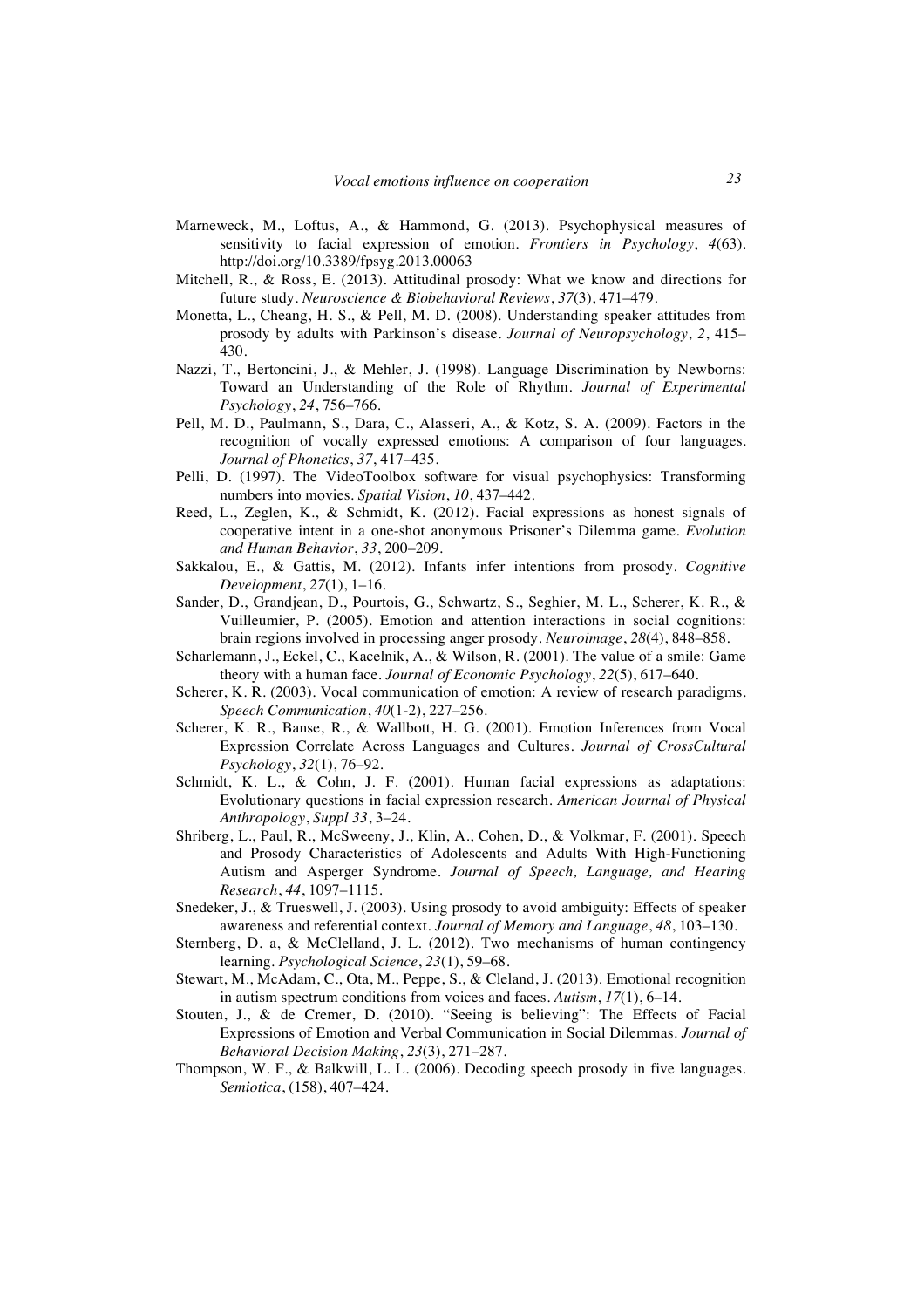Marneweck, M., Loftus, A., & Hammond, G. (2013). Psychophysical measures of sensitivity to facial expression of emotion. *Frontiers in Psychology*, *4*(63). http://doi.org/10.3389/fpsyg.2013.00063

Mitchell, R., & Ross, E. (2013). Attitudinal prosody: What we know and directions for future study. *Neuroscience & Biobehavioral Reviews*, *37*(3), 471–479.

Monetta, L., Cheang, H. S., & Pell, M. D. (2008). Understanding speaker attitudes from prosody by adults with Parkinson's disease. *Journal of Neuropsychology*, *2*, 415–430.

Nazzi, T., Bertoncini, J., & Mehler, J. (1998). Language Discrimination by Newborns: Toward an Understanding of the Role of Rhythm. *Journal of Experimental Psychology*, *24*, 756–766.

Pell, M. D., Paulmann, S., Dara, C., Alasseri, A., & Kotz, S. A. (2009). Factors in the recognition of vocally expressed emotions: A comparison of four languages. *Journal of Phonetics*, *37*, 417–435.

Pelli, D. (1997). The VideoToolbox software for visual psychophysics: Transforming numbers into movies. *Spatial Vision*, *10*, 437–442.

Reed, L., Zeglen, K., & Schmidt, K. (2012). Facial expressions as honest signals of cooperative intent in a one-shot anonymous Prisoner's Dilemma game. *Evolution and Human Behavior*, *33*, 200–209.

Sakkalou, E., & Gattis, M. (2012). Infants infer intentions from prosody. *Cognitive Development*, *27*(1), 1–16.

Sander, D., Grandjean, D., Pourtois, G., Schwartz, S., Seghier, M. L., Scherer, K. R., & Vuilleumier, P. (2005). Emotion and attention interactions in social cognitions: brain regions involved in processing anger prosody. *Neuroimage*, *28*(4), 848–858.

Scharlemann, J., Eckel, C., Kacelnik, A., & Wilson, R. (2001). The value of a smile: Game theory with a human face. *Journal of Economic Psychology*, *22*(5), 617–640.

Scherer, K. R. (2003). Vocal communication of emotion: A review of research paradigms. *Speech Communication*, *40*(1-2), 227–256.

Scherer, K. R., Banse, R., & Wallbott, H. G. (2001). Emotion Inferences from Vocal Expression Correlate Across Languages and Cultures. *Journal of CrossCultural Psychology*, *32*(1), 76–92.

Schmidt, K. L., & Cohn, J. F. (2001). Human facial expressions as adaptations: Evolutionary questions in facial expression research. *American Journal of Physical Anthropology*, *Suppl 33*, 3–24.

Shriberg, L., Paul, R., McSweeny, J., Klin, A., Cohen, D., & Volkmar, F. (2001). Speech and Prosody Characteristics of Adolescents and Adults With High-Functioning Autism and Asperger Syndrome. *Journal of Speech, Language, and Hearing Research*, *44*, 1097–1115.

Snedeker, J., & Trueswell, J. (2003). Using prosody to avoid ambiguity: Effects of speaker awareness and referential context. *Journal of Memory and Language*, *48*, 103–130.

Sternberg, D. a, & McClelland, J. L. (2012). Two mechanisms of human contingency learning. *Psychological Science*, *23*(1), 59–68.

Stewart, M., McAdam, C., Ota, M., Peppe, S., & Cleland, J. (2013). Emotional recognition in autism spectrum conditions from voices and faces. *Autism*, *17*(1), 6–14.

Stouten, J., & de Cremer, D. (2010). "Seeing is believing": The Effects of Facial Expressions of Emotion and Verbal Communication in Social Dilemmas. *Journal of Behavioral Decision Making*, *23*(3), 271–287.

Thompson, W. F., & Balkwill, L. L. (2006). Decoding speech prosody in five languages. *Semiotica*, (158), 407–424.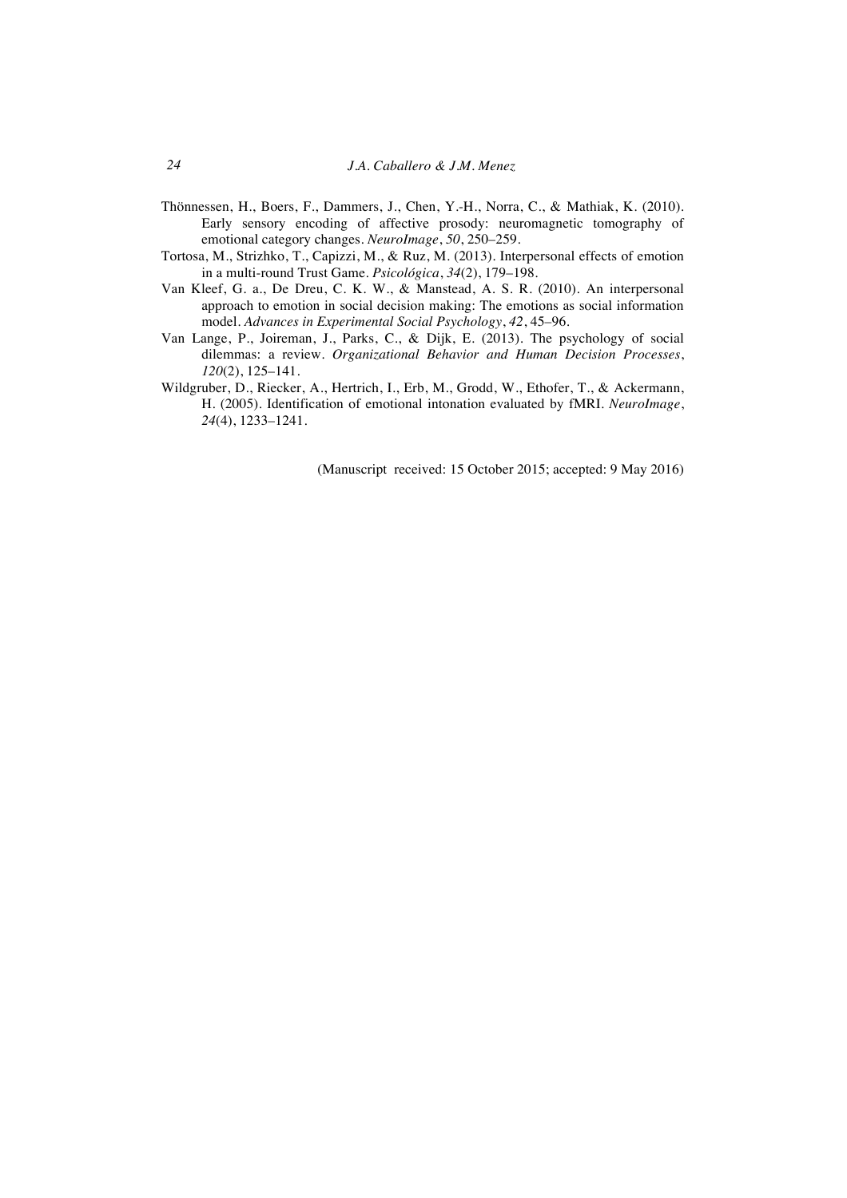Thönnessen, H., Boers, F., Dammers, J., Chen, Y.-H., Norra, C., & Mathiak, K. (2010). Early sensory encoding of affective prosody: neuromagnetic tomography of emotional category changes. *NeuroImage*, *50*, 250–259.

Tortosa, M., Strizhko, T., Capizzi, M., & Ruz, M. (2013). Interpersonal effects of emotion in a multi-round Trust Game. *Psicológica*, *34*(2), 179–198.

Van Kleef, G. a., De Dreu, C. K. W., & Manstead, A. S. R. (2010). An interpersonal approach to emotion in social decision making: The emotions as social information model. *Advances in Experimental Social Psychology*, *42*, 45–96.

Van Lange, P., Joireman, J., Parks, C., & Dijk, E. (2013). The psychology of social dilemmas: a review. *Organizational Behavior and Human Decision Processes*, *120*(2), 125–141.

Wildgruber, D., Riecker, A., Hertrich, I., Erb, M., Grodd, W., Ethofer, T., & Ackermann, H. (2005). Identification of emotional intonation evaluated by fMRI. *NeuroImage*, *24*(4), 1233–1241.

(Manuscript received: 15 October 2015; accepted: 9 May 2016)